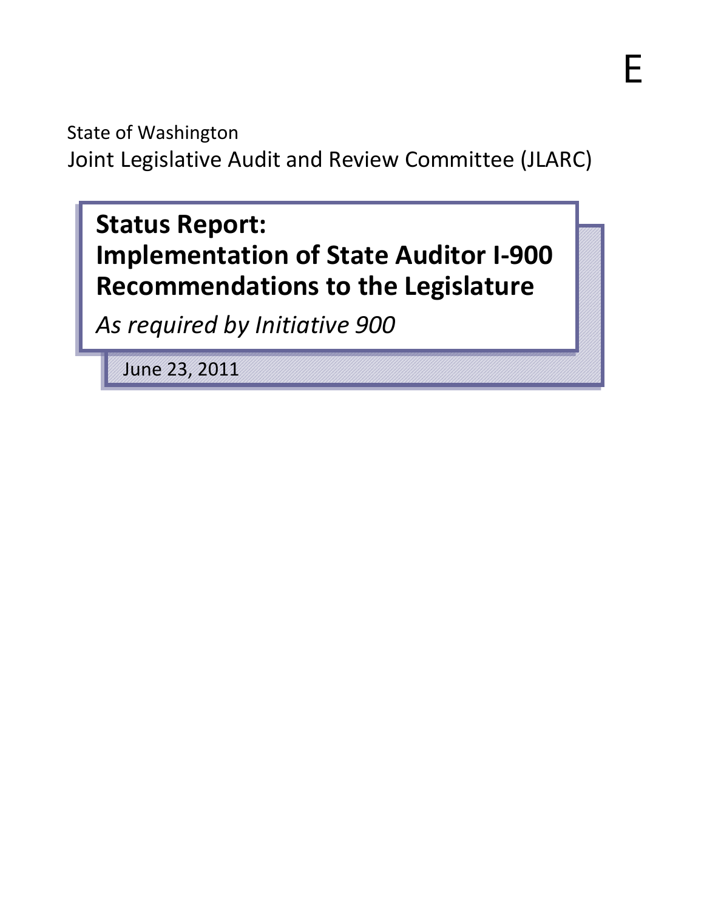E

State of Washington

Joint Legislative Audit and Review Committee (JLARC)

# Status Report: Implementation of State Auditor I-900 Recommendations to the Legislature

*As required by Initiative 900*

June 23, 2011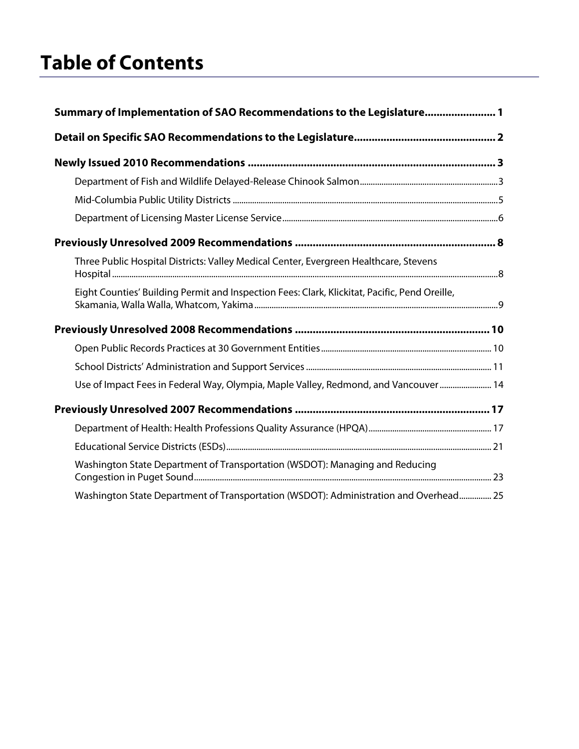# Table of Contents

**Summary of Implementation of SAO Recommendations to the Legislature........................ 1**

**Detail on Specific SAO Recommendations to the Legislature................................................ 2**

**Newly Issued 2010 Recommendations .................................................................................... 3**

- Department of Fish and Wildlife Delayed-Release Chinook Salmon................................................................3
- Mid-Columbia Public Utility Districts ...........................................................................................................5
- Department of Licensing Master License Service...................................................................................................6

**Previously Unresolved 2009 Recommendations .................................................................... 8**

- Three Public Hospital Districts: Valley Medical Center, Evergreen Healthcare, Stevens Hospital..................................................................................................................................................8
- Eight Counties' Building Permit and Inspection Fees: Clark, Klickitat, Pacific, Pend Oreille, Skamania, Walla Walla, Whatcom, Yakima................................................................................................................9

**Previously Unresolved 2008 Recommendations .................................................................. 10**

- Open Public Records Practices at 30 Government Entities............................................................................... 10
- School Districts' Administration and Support Services ..................................................................................... 11
- Use of Impact Fees in Federal Way, Olympia, Maple Valley, Redmond, and Vancouver ........................ 14

**Previously Unresolved 2007 Recommendations .................................................................. 17**

- Department of Health: Health Professions Quality Assurance (HPQA)......................................................... 17
- Educational Service Districts (ESDs)........................................................................................................................... 21
- Washington State Department of Transportation (WSDOT): Managing and Reducing Congestion in Puget Sound......................................................................................................................................... 23
- Washington State Department of Transportation (WSDOT): Administration and Overhead............... 25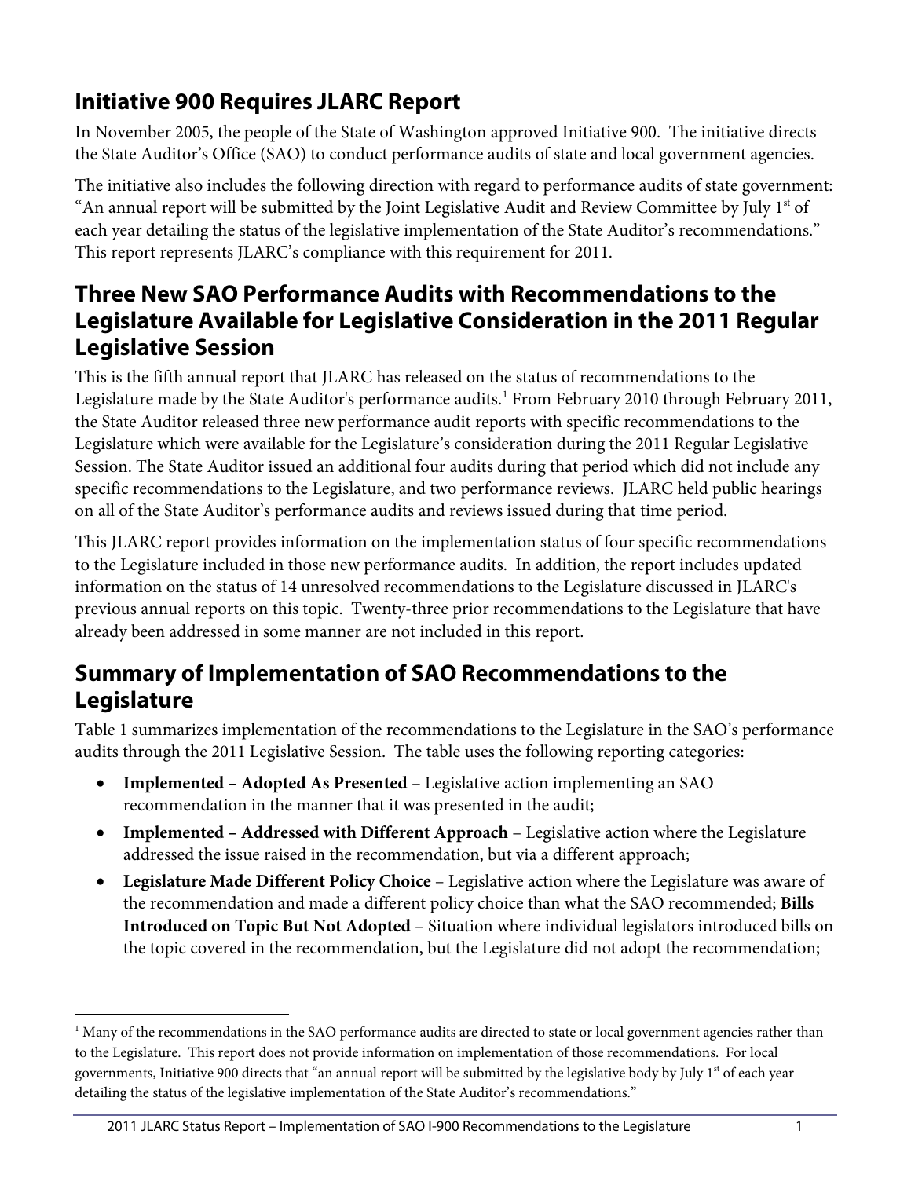## Initiative 900 Requires JLARC Report

In November 2005, the people of the State of Washington approved Initiative 900. The initiative directs the State Auditor's Office (SAO) to conduct performance audits of state and local government agencies.

The initiative also includes the following direction with regard to performance audits of state government: "An annual report will be submitted by the Joint Legislative Audit and Review Committee by July 1st of each year detailing the status of the legislative implementation of the State Auditor's recommendations." This report represents JLARC's compliance with this requirement for 2011.

## Three New SAO Performance Audits with Recommendations to the Legislature Available for Legislative Consideration in the 2011 Regular Legislative Session

This is the fifth annual report that JLARC has released on the status of recommendations to the Legislature made by the State Auditor's performance audits.[1] From February 2010 through February 2011, the State Auditor released three new performance audit reports with specific recommendations to the Legislature which were available for the Legislature's consideration during the 2011 Regular Legislative Session. The State Auditor issued an additional four audits during that period which did not include any specific recommendations to the Legislature, and two performance reviews. JLARC held public hearings on all of the State Auditor's performance audits and reviews issued during that time period.

This JLARC report provides information on the implementation status of four specific recommendations to the Legislature included in those new performance audits. In addition, the report includes updated information on the status of 14 unresolved recommendations to the Legislature discussed in JLARC's previous annual reports on this topic. Twenty-three prior recommendations to the Legislature that have already been addressed in some manner are not included in this report.

## Summary of Implementation of SAO Recommendations to the Legislature

Table 1 summarizes implementation of the recommendations to the Legislature in the SAO's performance audits through the 2011 Legislative Session. The table uses the following reporting categories:

- **Implemented – Adopted As Presented** – Legislative action implementing an SAO recommendation in the manner that it was presented in the audit;
- **Implemented – Addressed with Different Approach** – Legislative action where the Legislature addressed the issue raised in the recommendation, but via a different approach;
- **Legislature Made Different Policy Choice** – Legislative action where the Legislature was aware of the recommendation and made a different policy choice than what the SAO recommended; **Bills Introduced on Topic But Not Adopted** – Situation where individual legislators introduced bills on the topic covered in the recommendation, but the Legislature did not adopt the recommendation;

[1] Many of the recommendations in the SAO performance audits are directed to state or local government agencies rather than to the Legislature. This report does not provide information on implementation of those recommendations. For local governments, Initiative 900 directs that "an annual report will be submitted by the legislative body by July 1st of each year detailing the status of the legislative implementation of the State Auditor's recommendations."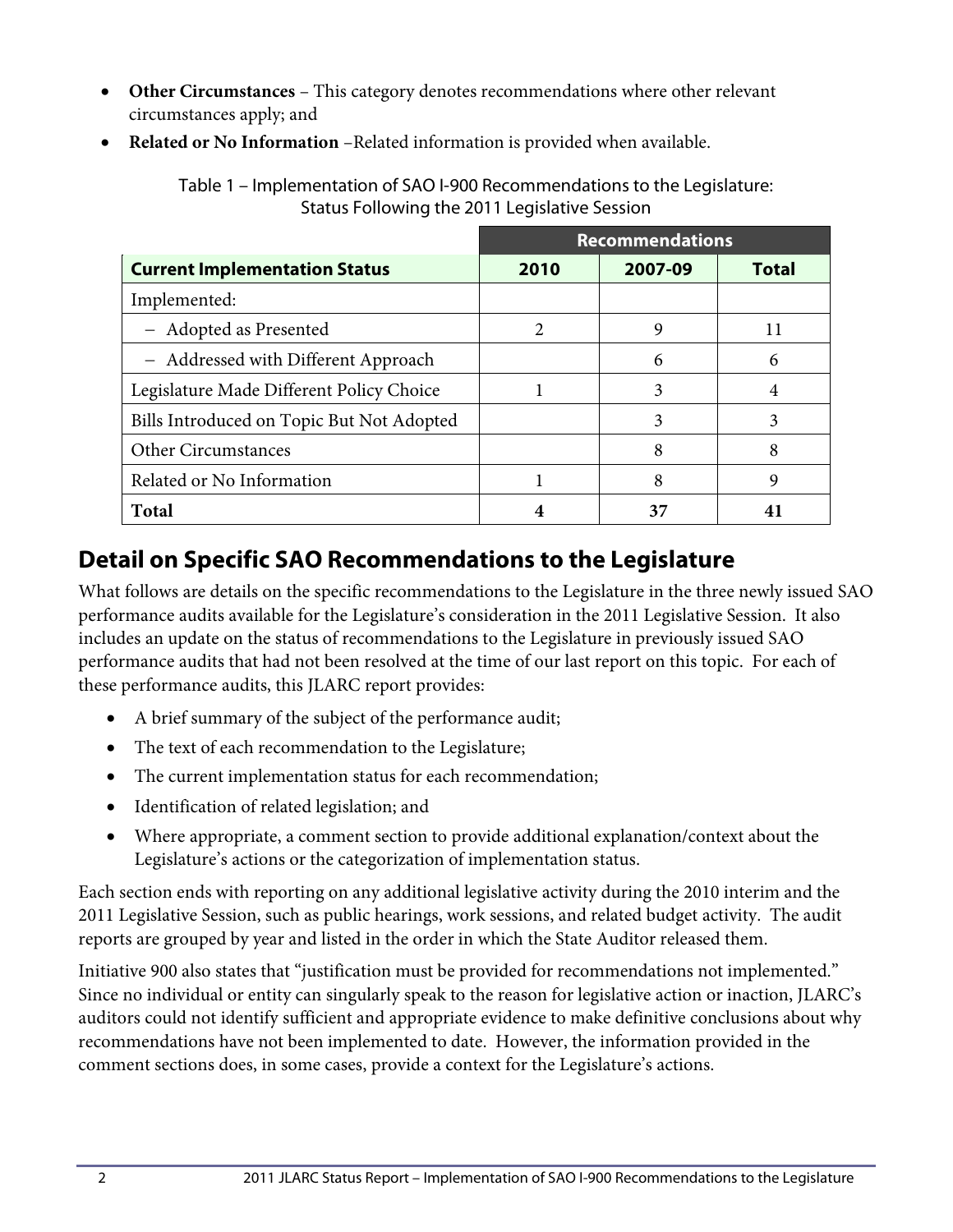- **Other Circumstances** – This category denotes recommendations where other relevant circumstances apply; and
- **Related or No Information** –Related information is provided when available.

Table 1 – Implementation of SAO I-900 Recommendations to the Legislature: Status Following the 2011 Legislative Session

| | Recommendations | | |
|---|---|---|---|
| **Current Implementation Status** | **2010** | **2007-09** | **Total** |
| Implemented: | | | |
| – Adopted as Presented | 2 | 9 | 11 |
| – Addressed with Different Approach | | 6 | 6 |
| Legislature Made Different Policy Choice | 1 | 3 | 4 |
| Bills Introduced on Topic But Not Adopted | | 3 | 3 |
| Other Circumstances | | 8 | 8 |
| Related or No Information | 1 | 8 | 9 |
| **Total** | **4** | **37** | **41** |

## Detail on Specific SAO Recommendations to the Legislature

What follows are details on the specific recommendations to the Legislature in the three newly issued SAO performance audits available for the Legislature's consideration in the 2011 Legislative Session. It also includes an update on the status of recommendations to the Legislature in previously issued SAO performance audits that had not been resolved at the time of our last report on this topic. For each of these performance audits, this JLARC report provides:

- A brief summary of the subject of the performance audit;
- The text of each recommendation to the Legislature;
- The current implementation status for each recommendation;
- Identification of related legislation; and
- Where appropriate, a comment section to provide additional explanation/context about the Legislature's actions or the categorization of implementation status.

Each section ends with reporting on any additional legislative activity during the 2010 interim and the 2011 Legislative Session, such as public hearings, work sessions, and related budget activity. The audit reports are grouped by year and listed in the order in which the State Auditor released them.

Initiative 900 also states that "justification must be provided for recommendations not implemented." Since no individual or entity can singularly speak to the reason for legislative action or inaction, JLARC's auditors could not identify sufficient and appropriate evidence to make definitive conclusions about why recommendations have not been implemented to date. However, the information provided in the comment sections does, in some cases, provide a context for the Legislature's actions.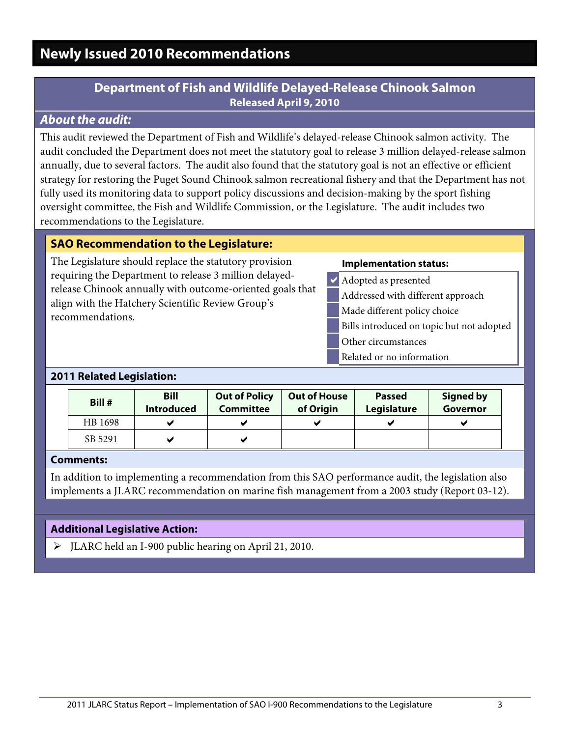# Newly Issued 2010 Recommendations

## Department of Fish and Wildlife Delayed-Release Chinook Salmon

**Released April 9, 2010**

### *About the audit:*

This audit reviewed the Department of Fish and Wildlife's delayed-release Chinook salmon activity. The audit concluded the Department does not meet the statutory goal to release 3 million delayed-release salmon annually, due to several factors. The audit also found that the statutory goal is not an effective or efficient strategy for restoring the Puget Sound Chinook salmon recreational fishery and that the Department has not fully used its monitoring data to support policy discussions and decision-making by the sport fishing oversight committee, the Fish and Wildlife Commission, or the Legislature. The audit includes two recommendations to the Legislature.

### SAO Recommendation to the Legislature:

The Legislature should replace the statutory provision requiring the Department to release 3 million delayed-release Chinook annually with outcome-oriented goals that align with the Hatchery Scientific Review Group's recommendations.

**Implementation status:**

- [x] Adopted as presented
- [ ] Addressed with different approach
- [ ] Made different policy choice
- [ ] Bills introduced on topic but not adopted
- [ ] Other circumstances
- [ ] Related or no information

### 2011 Related Legislation:

| Bill # | Bill Introduced | Out of Policy Committee | Out of House of Origin | Passed Legislature | Signed by Governor |
|---|---|---|---|---|---|
| HB 1698 | ✔ | ✔ | ✔ | ✔ | ✔ |
| SB 5291 | ✔ | ✔ | | | |

### Comments:

In addition to implementing a recommendation from this SAO performance audit, the legislation also implements a JLARC recommendation on marine fish management from a 2003 study (Report 03-12).

### Additional Legislative Action:

- JLARC held an I-900 public hearing on April 21, 2010.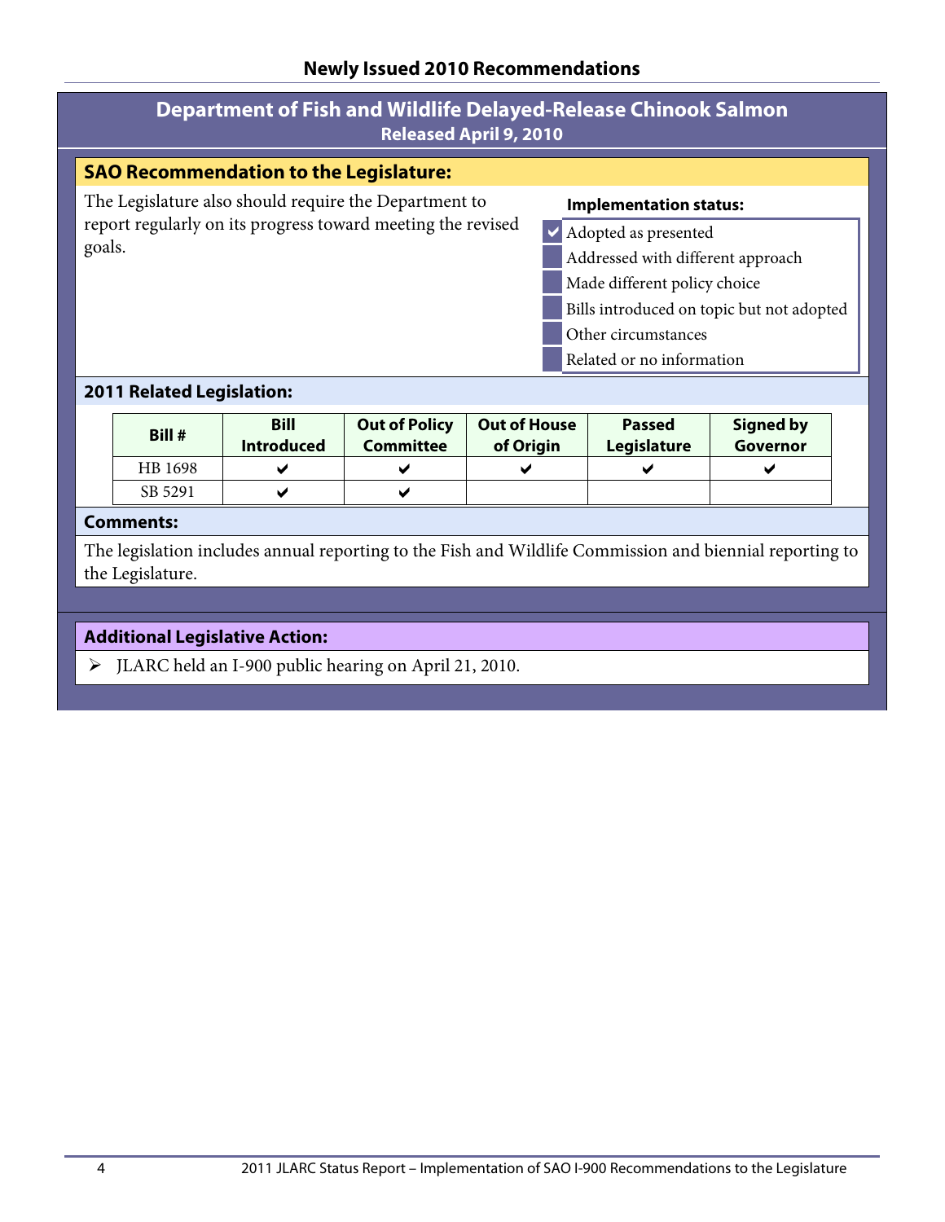## Newly Issued 2010 Recommendations

### Department of Fish and Wildlife Delayed-Release Chinook Salmon
**Released April 9, 2010**

#### SAO Recommendation to the Legislature:

The Legislature also should require the Department to report regularly on its progress toward meeting the revised goals.

**Implementation status:**

- ☑ Adopted as presented
- ☐ Addressed with different approach
- ☐ Made different policy choice
- ☐ Bills introduced on topic but not adopted
- ☐ Other circumstances
- ☐ Related or no information

#### 2011 Related Legislation:

| Bill # | Bill Introduced | Out of Policy Committee | Out of House of Origin | Passed Legislature | Signed by Governor |
|---|---|---|---|---|---|
| HB 1698 | ✔ | ✔ | ✔ | ✔ | ✔ |
| SB 5291 | ✔ | ✔ | | | |

#### Comments:

The legislation includes annual reporting to the Fish and Wildlife Commission and biennial reporting to the Legislature.

#### Additional Legislative Action:

- JLARC held an I-900 public hearing on April 21, 2010.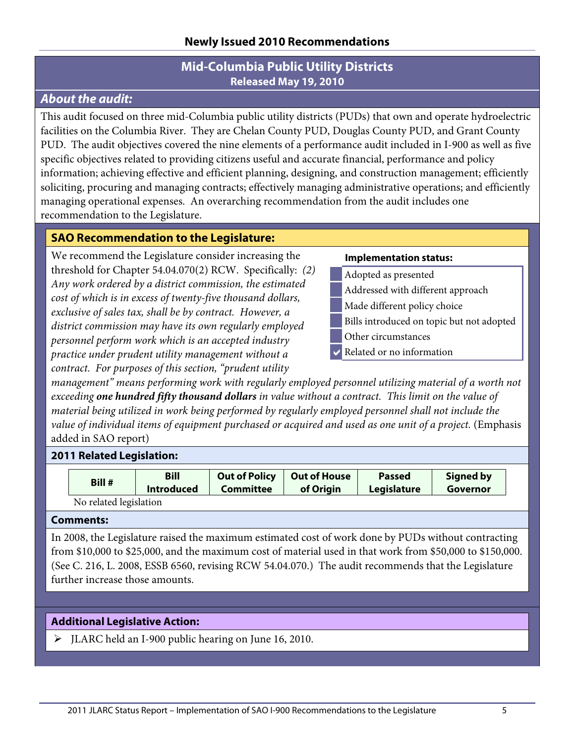## Newly Issued 2010 Recommendations

### Mid-Columbia Public Utility Districts
**Released May 19, 2010**

### *About the audit:*

This audit focused on three mid-Columbia public utility districts (PUDs) that own and operate hydroelectric facilities on the Columbia River. They are Chelan County PUD, Douglas County PUD, and Grant County PUD. The audit objectives covered the nine elements of a performance audit included in I-900 as well as five specific objectives related to providing citizens useful and accurate financial, performance and policy information; achieving effective and efficient planning, designing, and construction management; efficiently soliciting, procuring and managing contracts; effectively managing administrative operations; and efficiently managing operational expenses. An overarching recommendation from the audit includes one recommendation to the Legislature.

### SAO Recommendation to the Legislature:

We recommend the Legislature consider increasing the threshold for Chapter 54.04.070(2) RCW. Specifically: *(2) Any work ordered by a district commission, the estimated cost of which is in excess of twenty-five thousand dollars, exclusive of sales tax, shall be by contract. However, a district commission may have its own regularly employed personnel perform work which is an accepted industry practice under prudent utility management without a contract. For purposes of this section, "prudent utility management" means performing work with regularly employed personnel utilizing material of a worth not exceeding* ***one hundred fifty thousand dollars*** *in value without a contract. This limit on the value of material being utilized in work being performed by regularly employed personnel shall not include the value of individual items of equipment purchased or acquired and used as one unit of a project.* (Emphasis added in SAO report)

**Implementation status:**

- [ ] Adopted as presented
- [ ] Addressed with different approach
- [ ] Made different policy choice
- [ ] Bills introduced on topic but not adopted
- [ ] Other circumstances
- [x] Related or no information

### 2011 Related Legislation:

| Bill # | Bill Introduced | Out of Policy Committee | Out of House of Origin | Passed Legislature | Signed by Governor |
|---|---|---|---|---|---|

No related legislation

### Comments:

In 2008, the Legislature raised the maximum estimated cost of work done by PUDs without contracting from $10,000 to $25,000, and the maximum cost of material used in that work from $50,000 to $150,000. (See C. 216, L. 2008, ESSB 6560, revising RCW 54.04.070.) The audit recommends that the Legislature further increase those amounts.

### Additional Legislative Action:

- JLARC held an I-900 public hearing on June 16, 2010.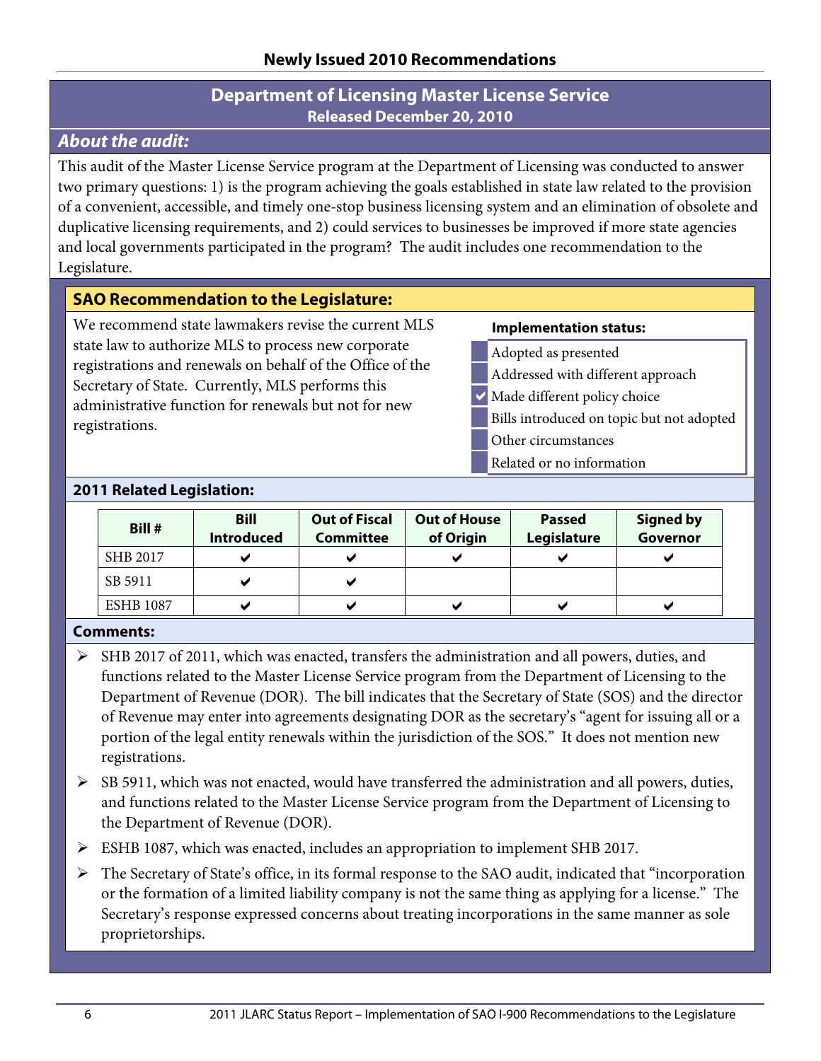## Newly Issued 2010 Recommendations

### Department of Licensing Master License Service
**Released December 20, 2010**

### *About the audit:*

This audit of the Master License Service program at the Department of Licensing was conducted to answer two primary questions: 1) is the program achieving the goals established in state law related to the provision of a convenient, accessible, and timely one-stop business licensing system and an elimination of obsolete and duplicative licensing requirements, and 2) could services to businesses be improved if more state agencies and local governments participated in the program? The audit includes one recommendation to the Legislature.

### SAO Recommendation to the Legislature:

We recommend state lawmakers revise the current MLS state law to authorize MLS to process new corporate registrations and renewals on behalf of the Office of the Secretary of State. Currently, MLS performs this administrative function for renewals but not for new registrations.

**Implementation status:**

- [ ] Adopted as presented
- [ ] Addressed with different approach
- [x] Made different policy choice
- [ ] Bills introduced on topic but not adopted
- [ ] Other circumstances
- [ ] Related or no information

### 2011 Related Legislation:

| Bill # | Bill Introduced | Out of Fiscal Committee | Out of House of Origin | Passed Legislature | Signed by Governor |
|---|---|---|---|---|---|
| SHB 2017 | ✔ | ✔ | ✔ | ✔ | ✔ |
| SB 5911 | ✔ | ✔ | | | |
| ESHB 1087 | ✔ | ✔ | ✔ | ✔ | ✔ |

### Comments:

- SHB 2017 of 2011, which was enacted, transfers the administration and all powers, duties, and functions related to the Master License Service program from the Department of Licensing to the Department of Revenue (DOR). The bill indicates that the Secretary of State (SOS) and the director of Revenue may enter into agreements designating DOR as the secretary's "agent for issuing all or a portion of the legal entity renewals within the jurisdiction of the SOS." It does not mention new registrations.
- SB 5911, which was not enacted, would have transferred the administration and all powers, duties, and functions related to the Master License Service program from the Department of Licensing to the Department of Revenue (DOR).
- ESHB 1087, which was enacted, includes an appropriation to implement SHB 2017.
- The Secretary of State's office, in its formal response to the SAO audit, indicated that "incorporation or the formation of a limited liability company is not the same thing as applying for a license." The Secretary's response expressed concerns about treating incorporations in the same manner as sole proprietorships.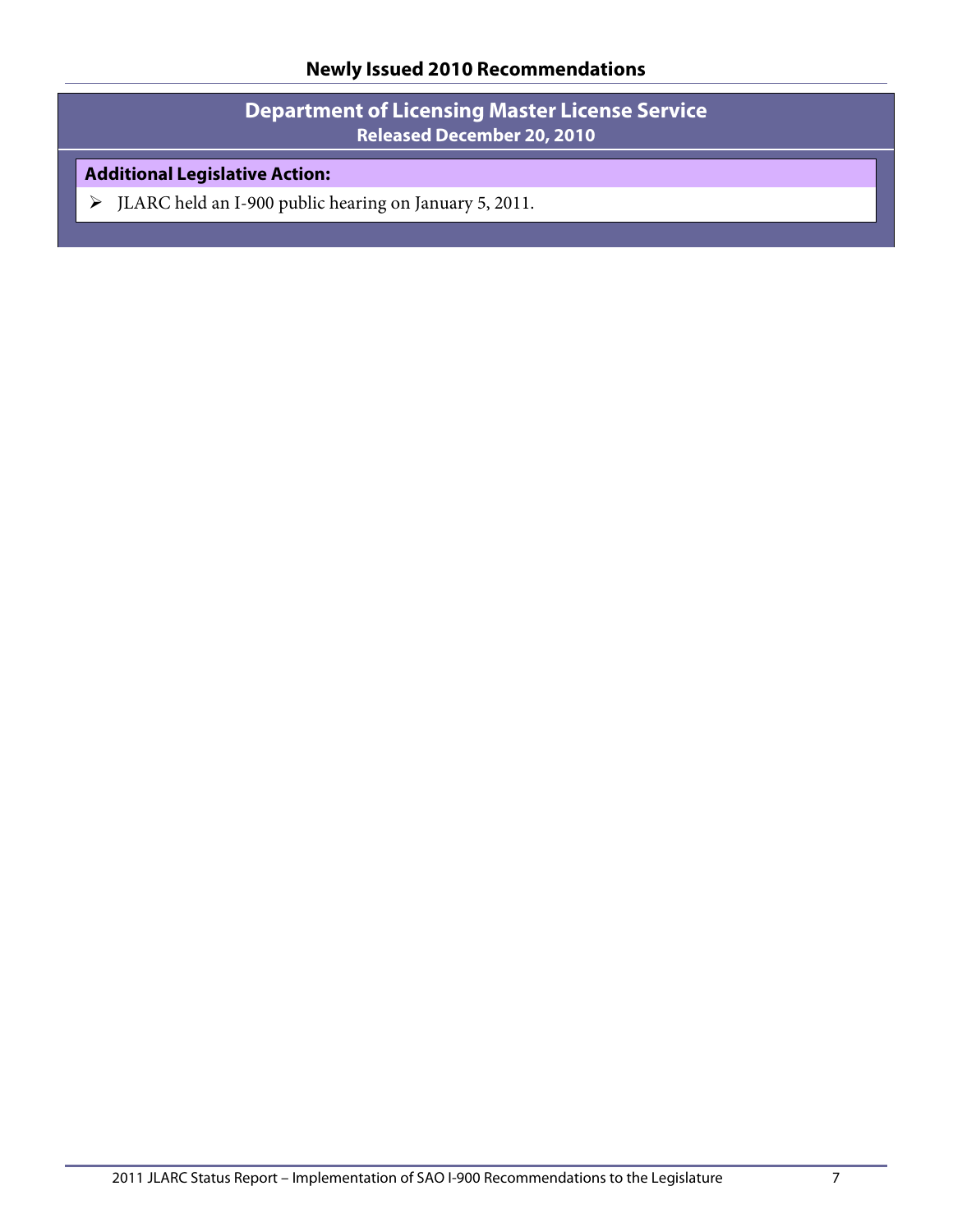## Newly Issued 2010 Recommendations

### Department of Licensing Master License Service
**Released December 20, 2010**

**Additional Legislative Action:**

- JLARC held an I-900 public hearing on January 5, 2011.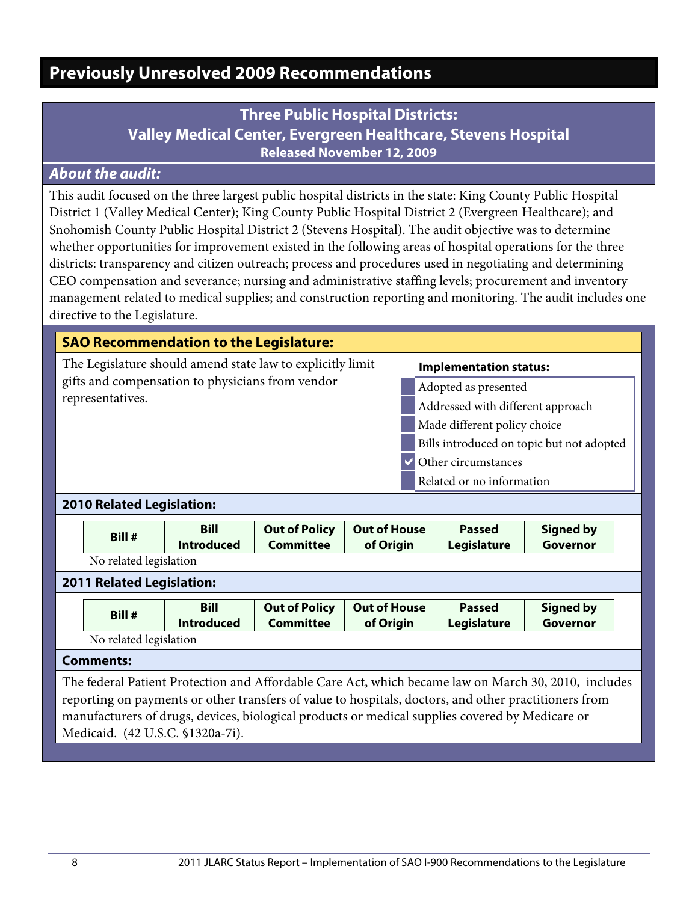# Previously Unresolved 2009 Recommendations

## Three Public Hospital Districts: Valley Medical Center, Evergreen Healthcare, Stevens Hospital

**Released November 12, 2009**

### *About the audit:*

This audit focused on the three largest public hospital districts in the state: King County Public Hospital District 1 (Valley Medical Center); King County Public Hospital District 2 (Evergreen Healthcare); and Snohomish County Public Hospital District 2 (Stevens Hospital). The audit objective was to determine whether opportunities for improvement existed in the following areas of hospital operations for the three districts: transparency and citizen outreach; process and procedures used in negotiating and determining CEO compensation and severance; nursing and administrative staffing levels; procurement and inventory management related to medical supplies; and construction reporting and monitoring. The audit includes one directive to the Legislature.

### SAO Recommendation to the Legislature:

The Legislature should amend state law to explicitly limit gifts and compensation to physicians from vendor representatives.

**Implementation status:**

- [ ] Adopted as presented
- [ ] Addressed with different approach
- [ ] Made different policy choice
- [ ] Bills introduced on topic but not adopted
- [x] Other circumstances
- [ ] Related or no information

### 2010 Related Legislation:

| Bill # | Bill Introduced | Out of Policy Committee | Out of House of Origin | Passed Legislature | Signed by Governor |
|---|---|---|---|---|---|

No related legislation

### 2011 Related Legislation:

| Bill # | Bill Introduced | Out of Policy Committee | Out of House of Origin | Passed Legislature | Signed by Governor |
|---|---|---|---|---|---|

No related legislation

### Comments:

The federal Patient Protection and Affordable Care Act, which became law on March 30, 2010, includes reporting on payments or other transfers of value to hospitals, doctors, and other practitioners from manufacturers of drugs, devices, biological products or medical supplies covered by Medicare or Medicaid. (42 U.S.C. §1320a-7i).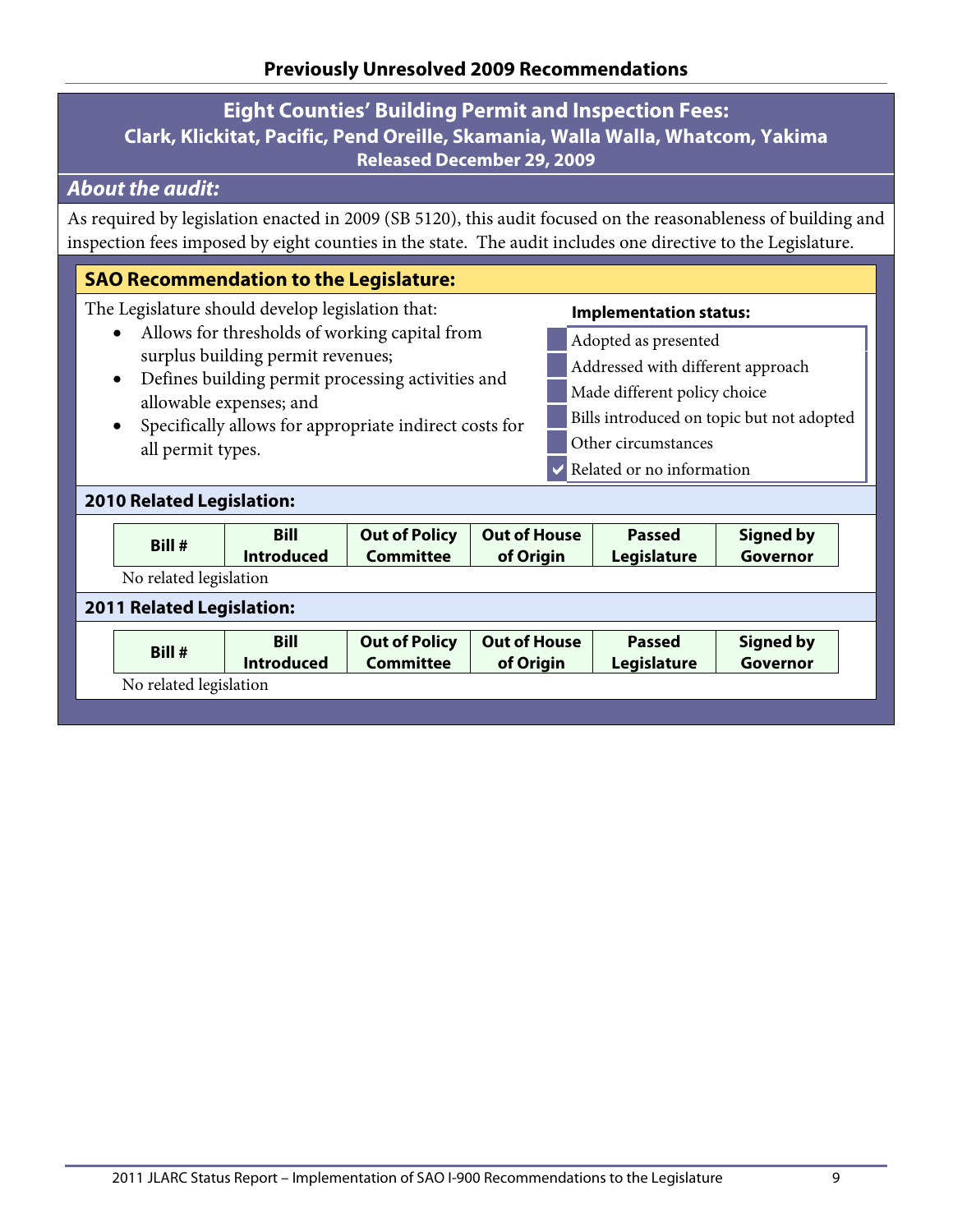## Previously Unresolved 2009 Recommendations

## Eight Counties' Building Permit and Inspection Fees:

### Clark, Klickitat, Pacific, Pend Oreille, Skamania, Walla Walla, Whatcom, Yakima

**Released December 29, 2009**

### *About the audit:*

As required by legislation enacted in 2009 (SB 5120), this audit focused on the reasonableness of building and inspection fees imposed by eight counties in the state. The audit includes one directive to the Legislature.

### SAO Recommendation to the Legislature:

The Legislature should develop legislation that:

- Allows for thresholds of working capital from surplus building permit revenues;
- Defines building permit processing activities and allowable expenses; and
- Specifically allows for appropriate indirect costs for all permit types.

**Implementation status:**

- [ ] Adopted as presented
- [ ] Addressed with different approach
- [ ] Made different policy choice
- [ ] Bills introduced on topic but not adopted
- [ ] Other circumstances
- [x] Related or no information

### 2010 Related Legislation:

| Bill # | Bill Introduced | Out of Policy Committee | Out of House of Origin | Passed Legislature | Signed by Governor |
|---|---|---|---|---|---|

No related legislation

### 2011 Related Legislation:

| Bill # | Bill Introduced | Out of Policy Committee | Out of House of Origin | Passed Legislature | Signed by Governor |
|---|---|---|---|---|---|

No related legislation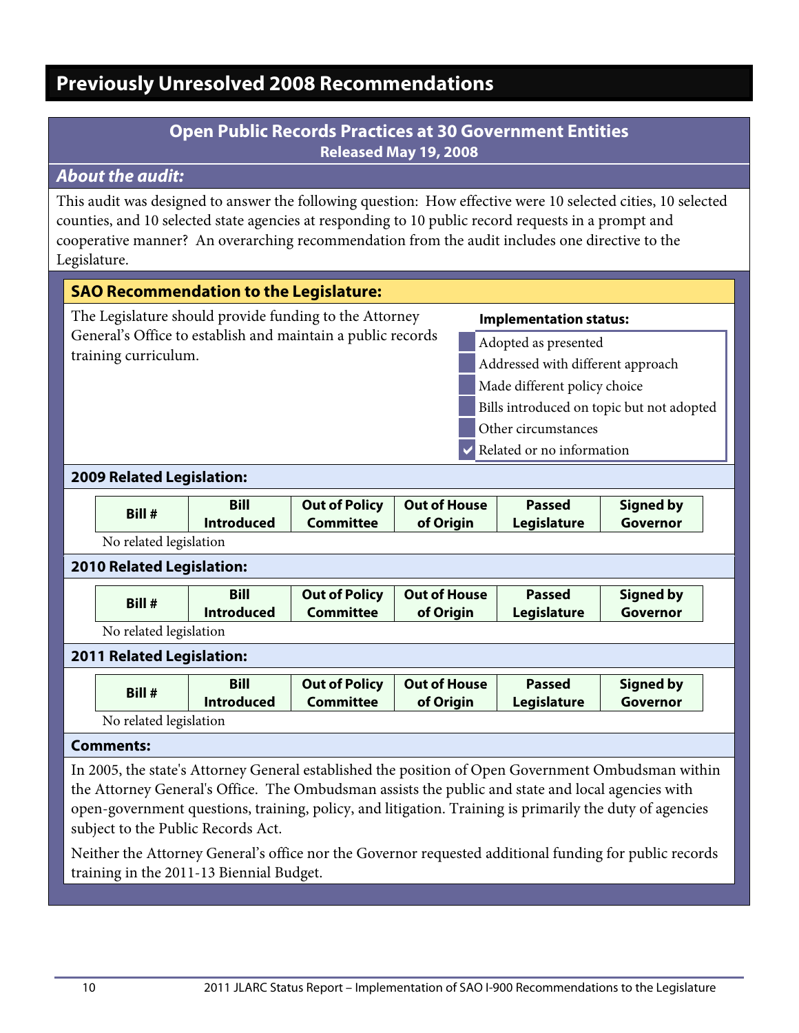# Previously Unresolved 2008 Recommendations

## Open Public Records Practices at 30 Government Entities

**Released May 19, 2008**

### *About the audit:*

This audit was designed to answer the following question: How effective were 10 selected cities, 10 selected counties, and 10 selected state agencies at responding to 10 public record requests in a prompt and cooperative manner? An overarching recommendation from the audit includes one directive to the Legislature.

### SAO Recommendation to the Legislature:

The Legislature should provide funding to the Attorney General's Office to establish and maintain a public records training curriculum.

**Implementation status:**

- [ ] Adopted as presented
- [ ] Addressed with different approach
- [ ] Made different policy choice
- [ ] Bills introduced on topic but not adopted
- [ ] Other circumstances
- [x] Related or no information

### 2009 Related Legislation:

| Bill # | Bill Introduced | Out of Policy Committee | Out of House of Origin | Passed Legislature | Signed by Governor |
|---|---|---|---|---|---|

No related legislation

### 2010 Related Legislation:

| Bill # | Bill Introduced | Out of Policy Committee | Out of House of Origin | Passed Legislature | Signed by Governor |
|---|---|---|---|---|---|

No related legislation

### 2011 Related Legislation:

| Bill # | Bill Introduced | Out of Policy Committee | Out of House of Origin | Passed Legislature | Signed by Governor |
|---|---|---|---|---|---|

No related legislation

### Comments:

In 2005, the state's Attorney General established the position of Open Government Ombudsman within the Attorney General's Office. The Ombudsman assists the public and state and local agencies with open-government questions, training, policy, and litigation. Training is primarily the duty of agencies subject to the Public Records Act.

Neither the Attorney General's office nor the Governor requested additional funding for public records training in the 2011-13 Biennial Budget.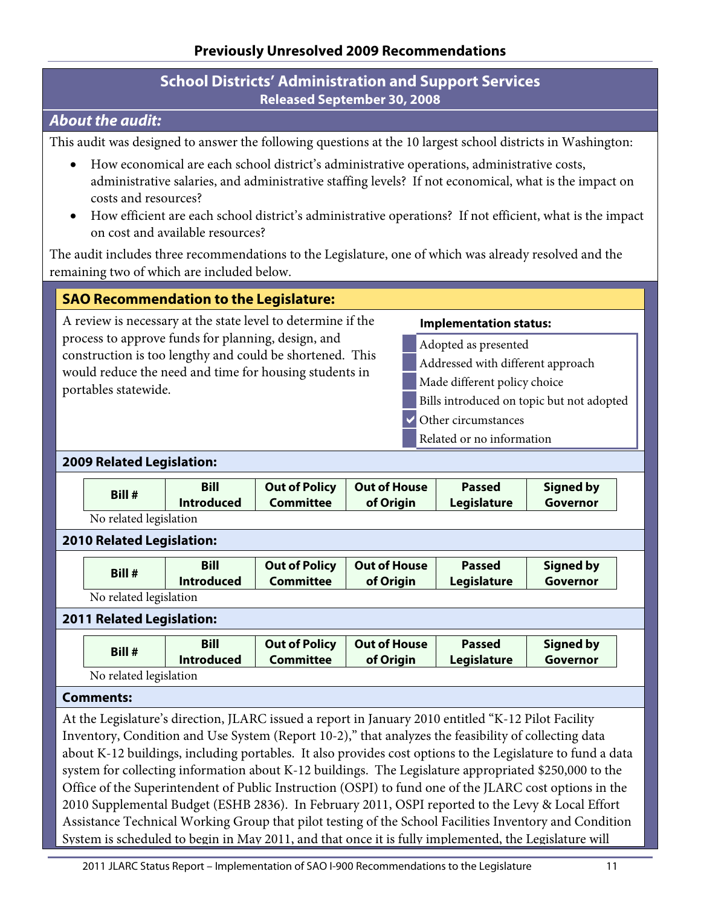## Previously Unresolved 2009 Recommendations

## School Districts' Administration and Support Services

**Released September 30, 2008**

### *About the audit:*

This audit was designed to answer the following questions at the 10 largest school districts in Washington:

- How economical are each school district's administrative operations, administrative costs, administrative salaries, and administrative staffing levels? If not economical, what is the impact on costs and resources?
- How efficient are each school district's administrative operations? If not efficient, what is the impact on cost and available resources?

The audit includes three recommendations to the Legislature, one of which was already resolved and the remaining two of which are included below.

### SAO Recommendation to the Legislature:

A review is necessary at the state level to determine if the process to approve funds for planning, design, and construction is too lengthy and could be shortened. This would reduce the need and time for housing students in portables statewide.

**Implementation status:**

- [ ] Adopted as presented
- [ ] Addressed with different approach
- [ ] Made different policy choice
- [ ] Bills introduced on topic but not adopted
- [x] Other circumstances
- [ ] Related or no information

**2009 Related Legislation:**

| Bill # | Bill Introduced | Out of Policy Committee | Out of House of Origin | Passed Legislature | Signed by Governor |
|---|---|---|---|---|---|

No related legislation

**2010 Related Legislation:**

| Bill # | Bill Introduced | Out of Policy Committee | Out of House of Origin | Passed Legislature | Signed by Governor |
|---|---|---|---|---|---|

No related legislation

**2011 Related Legislation:**

| Bill # | Bill Introduced | Out of Policy Committee | Out of House of Origin | Passed Legislature | Signed by Governor |
|---|---|---|---|---|---|

No related legislation

**Comments:**

At the Legislature's direction, JLARC issued a report in January 2010 entitled "K-12 Pilot Facility Inventory, Condition and Use System (Report 10-2)," that analyzes the feasibility of collecting data about K-12 buildings, including portables. It also provides cost options to the Legislature to fund a data system for collecting information about K-12 buildings. The Legislature appropriated $250,000 to the Office of the Superintendent of Public Instruction (OSPI) to fund one of the JLARC cost options in the 2010 Supplemental Budget (ESHB 2836). In February 2011, OSPI reported to the Levy & Local Effort Assistance Technical Working Group that pilot testing of the School Facilities Inventory and Condition System is scheduled to begin in May 2011, and that once it is fully implemented, the Legislature will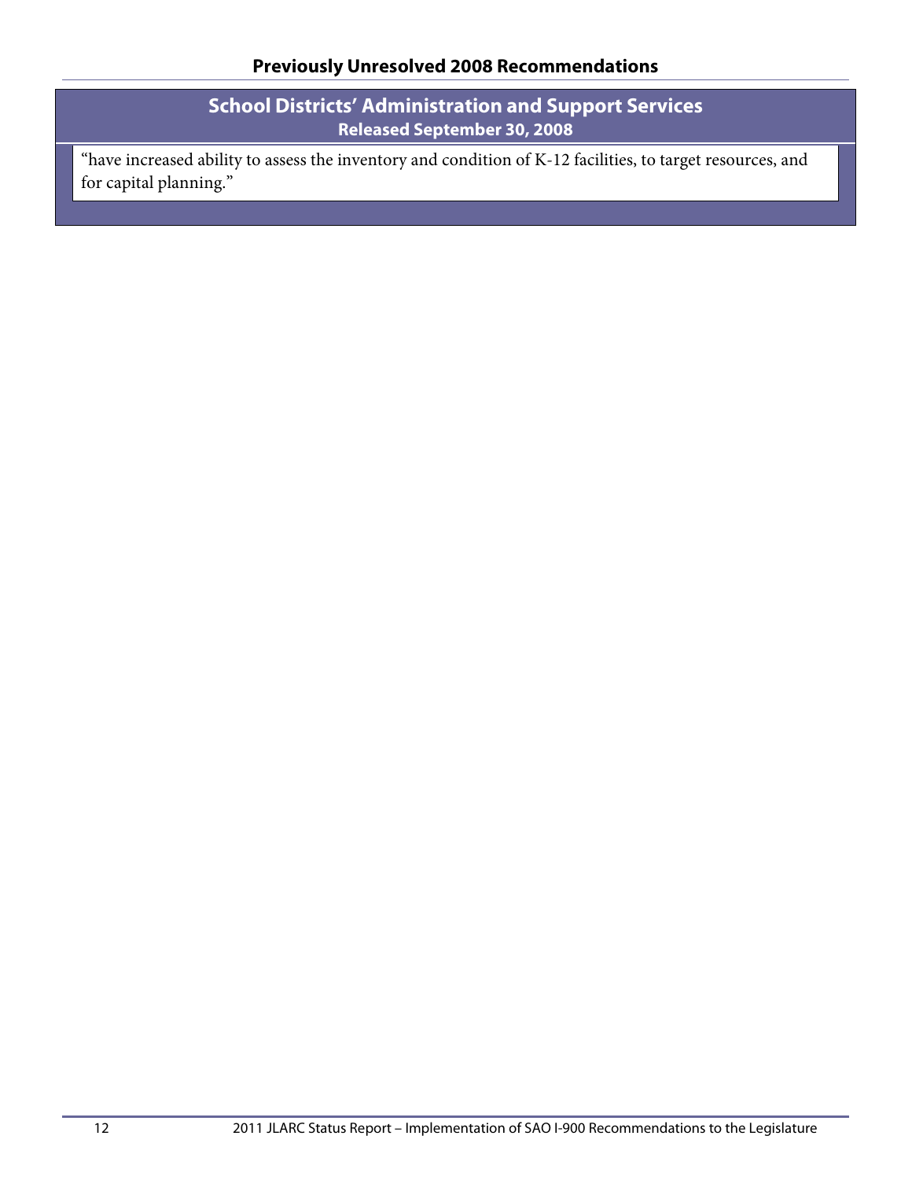## Previously Unresolved 2008 Recommendations

### School Districts' Administration and Support Services

**Released September 30, 2008**

"have increased ability to assess the inventory and condition of K-12 facilities, to target resources, and for capital planning."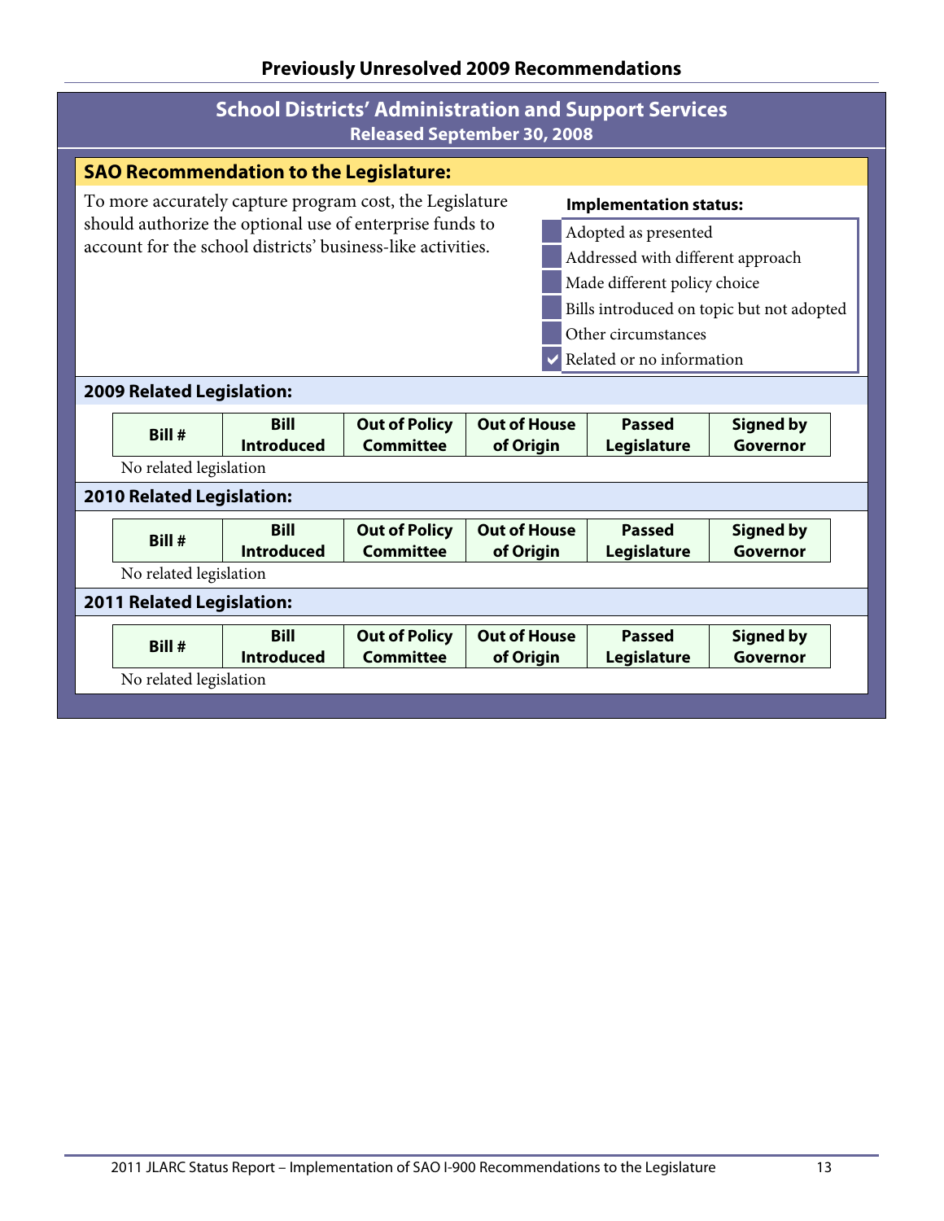## Previously Unresolved 2009 Recommendations

### School Districts' Administration and Support Services
**Released September 30, 2008**

#### SAO Recommendation to the Legislature:

To more accurately capture program cost, the Legislature should authorize the optional use of enterprise funds to account for the school districts' business-like activities.

**Implementation status:**

- [ ] Adopted as presented
- [ ] Addressed with different approach
- [ ] Made different policy choice
- [ ] Bills introduced on topic but not adopted
- [ ] Other circumstances
- [x] Related or no information

#### 2009 Related Legislation:

| Bill # | Bill Introduced | Out of Policy Committee | Out of House of Origin | Passed Legislature | Signed by Governor |
|---|---|---|---|---|---|

No related legislation

#### 2010 Related Legislation:

| Bill # | Bill Introduced | Out of Policy Committee | Out of House of Origin | Passed Legislature | Signed by Governor |
|---|---|---|---|---|---|

No related legislation

#### 2011 Related Legislation:

| Bill # | Bill Introduced | Out of Policy Committee | Out of House of Origin | Passed Legislature | Signed by Governor |
|---|---|---|---|---|---|

No related legislation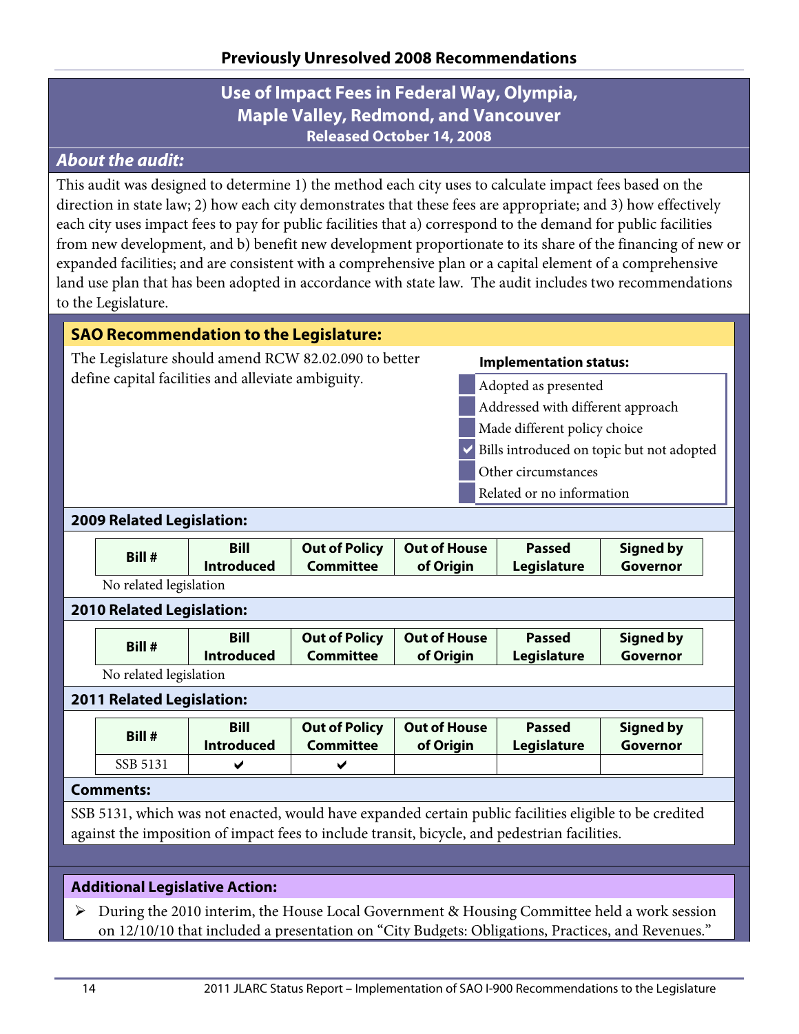## Previously Unresolved 2008 Recommendations

### Use of Impact Fees in Federal Way, Olympia, Maple Valley, Redmond, and Vancouver

**Released October 14, 2008**

***About the audit:***

This audit was designed to determine 1) the method each city uses to calculate impact fees based on the direction in state law; 2) how each city demonstrates that these fees are appropriate; and 3) how effectively each city uses impact fees to pay for public facilities that a) correspond to the demand for public facilities from new development, and b) benefit new development proportionate to its share of the financing of new or expanded facilities; and are consistent with a comprehensive plan or a capital element of a comprehensive land use plan that has been adopted in accordance with state law. The audit includes two recommendations to the Legislature.

**SAO Recommendation to the Legislature:**

The Legislature should amend RCW 82.02.090 to better define capital facilities and alleviate ambiguity.

**Implementation status:**

- ☐ Adopted as presented
- ☐ Addressed with different approach
- ☐ Made different policy choice
- ☑ Bills introduced on topic but not adopted
- ☐ Other circumstances
- ☐ Related or no information

**2009 Related Legislation:**

| Bill # | Bill Introduced | Out of Policy Committee | Out of House of Origin | Passed Legislature | Signed by Governor |
|---|---|---|---|---|---|

No related legislation

**2010 Related Legislation:**

| Bill # | Bill Introduced | Out of Policy Committee | Out of House of Origin | Passed Legislature | Signed by Governor |
|---|---|---|---|---|---|

No related legislation

**2011 Related Legislation:**

| Bill # | Bill Introduced | Out of Policy Committee | Out of House of Origin | Passed Legislature | Signed by Governor |
|---|---|---|---|---|---|
| SSB 5131 | ✔ | ✔ | | | |

**Comments:**

SSB 5131, which was not enacted, would have expanded certain public facilities eligible to be credited against the imposition of impact fees to include transit, bicycle, and pedestrian facilities.

**Additional Legislative Action:**

- During the 2010 interim, the House Local Government & Housing Committee held a work session on 12/10/10 that included a presentation on "City Budgets: Obligations, Practices, and Revenues."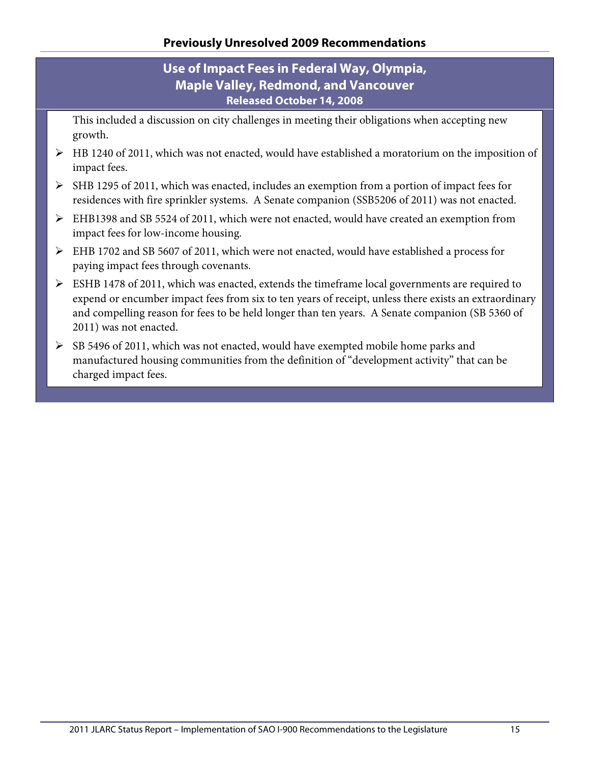## Previously Unresolved 2009 Recommendations

### Use of Impact Fees in Federal Way, Olympia, Maple Valley, Redmond, and Vancouver

**Released October 14, 2008**

This included a discussion on city challenges in meeting their obligations when accepting new growth.

- HB 1240 of 2011, which was not enacted, would have established a moratorium on the imposition of impact fees.
- SHB 1295 of 2011, which was enacted, includes an exemption from a portion of impact fees for residences with fire sprinkler systems. A Senate companion (SSB5206 of 2011) was not enacted.
- EHB1398 and SB 5524 of 2011, which were not enacted, would have created an exemption from impact fees for low-income housing.
- EHB 1702 and SB 5607 of 2011, which were not enacted, would have established a process for paying impact fees through covenants.
- ESHB 1478 of 2011, which was enacted, extends the timeframe local governments are required to expend or encumber impact fees from six to ten years of receipt, unless there exists an extraordinary and compelling reason for fees to be held longer than ten years. A Senate companion (SB 5360 of 2011) was not enacted.
- SB 5496 of 2011, which was not enacted, would have exempted mobile home parks and manufactured housing communities from the definition of "development activity" that can be charged impact fees.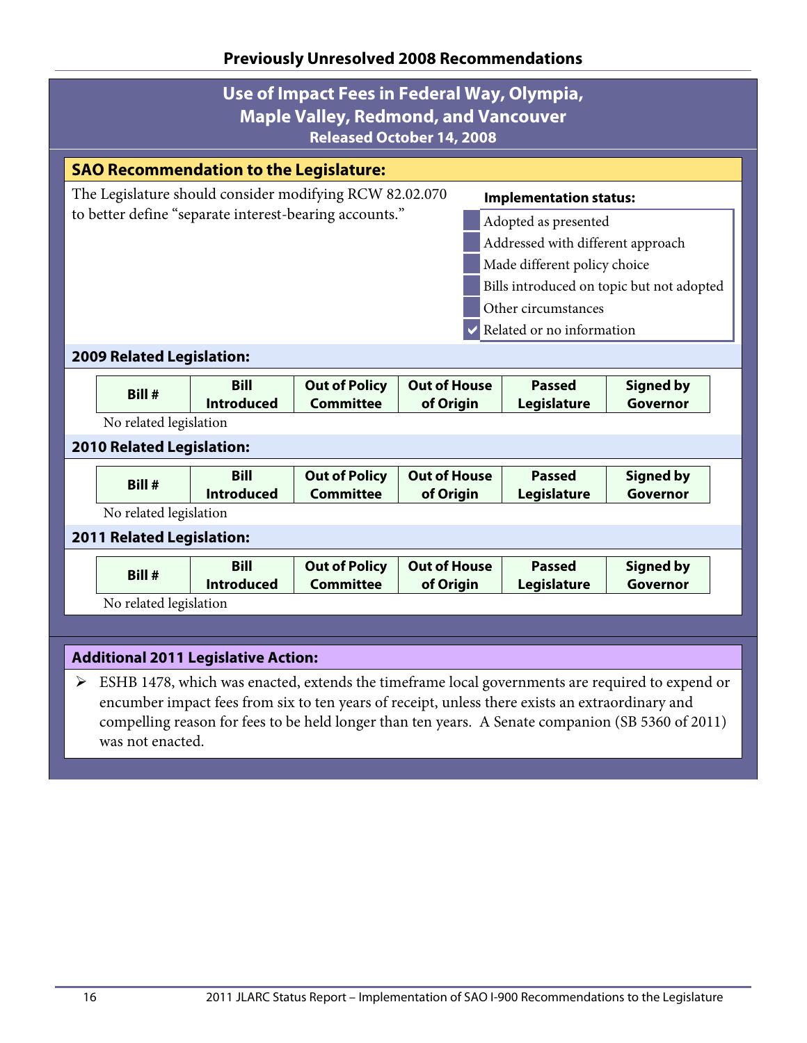## Previously Unresolved 2008 Recommendations

### Use of Impact Fees in Federal Way, Olympia, Maple Valley, Redmond, and Vancouver

**Released October 14, 2008**

**SAO Recommendation to the Legislature:**

The Legislature should consider modifying RCW 82.02.070 to better define "separate interest-bearing accounts."

**Implementation status:**

- ☐ Adopted as presented
- ☐ Addressed with different approach
- ☐ Made different policy choice
- ☐ Bills introduced on topic but not adopted
- ☐ Other circumstances
- ☑ Related or no information

**2009 Related Legislation:**

| Bill # | Bill Introduced | Out of Policy Committee | Out of House of Origin | Passed Legislature | Signed by Governor |
|---|---|---|---|---|---|

No related legislation

**2010 Related Legislation:**

| Bill # | Bill Introduced | Out of Policy Committee | Out of House of Origin | Passed Legislature | Signed by Governor |
|---|---|---|---|---|---|

No related legislation

**2011 Related Legislation:**

| Bill # | Bill Introduced | Out of Policy Committee | Out of House of Origin | Passed Legislature | Signed by Governor |
|---|---|---|---|---|---|

No related legislation

**Additional 2011 Legislative Action:**

- ESHB 1478, which was enacted, extends the timeframe local governments are required to expend or encumber impact fees from six to ten years of receipt, unless there exists an extraordinary and compelling reason for fees to be held longer than ten years. A Senate companion (SB 5360 of 2011) was not enacted.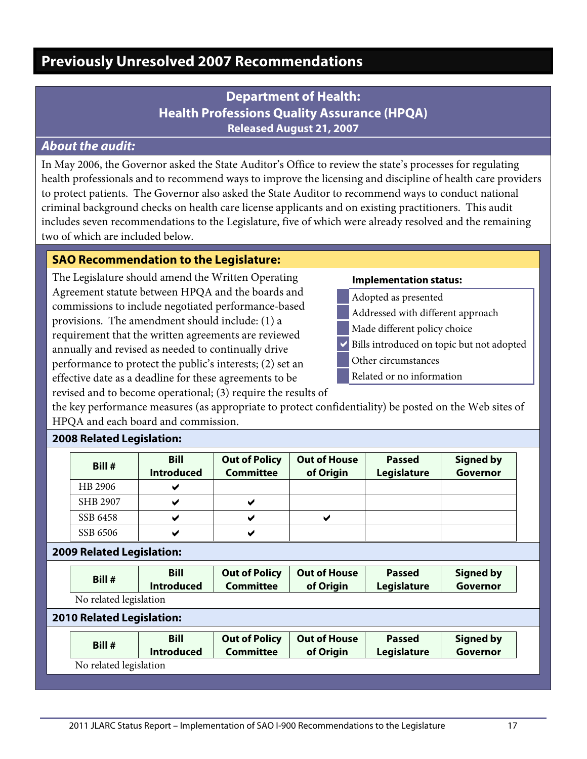# Previously Unresolved 2007 Recommendations

## Department of Health: Health Professions Quality Assurance (HPQA)

**Released August 21, 2007**

### *About the audit:*

In May 2006, the Governor asked the State Auditor's Office to review the state's processes for regulating health professionals and to recommend ways to improve the licensing and discipline of health care providers to protect patients. The Governor also asked the State Auditor to recommend ways to conduct national criminal background checks on health care license applicants and on existing practitioners. This audit includes seven recommendations to the Legislature, five of which were already resolved and the remaining two of which are included below.

### SAO Recommendation to the Legislature:

The Legislature should amend the Written Operating Agreement statute between HPQA and the boards and commissions to include negotiated performance-based provisions. The amendment should include: (1) a requirement that the written agreements are reviewed annually and revised as needed to continually drive performance to protect the public's interests; (2) set an effective date as a deadline for these agreements to be revised and to become operational; (3) require the results of the key performance measures (as appropriate to protect confidentiality) be posted on the Web sites of HPQA and each board and commission.

**Implementation status:**

- [ ] Adopted as presented
- [ ] Addressed with different approach
- [ ] Made different policy choice
- [x] Bills introduced on topic but not adopted
- [ ] Other circumstances
- [ ] Related or no information

### 2008 Related Legislation:

| Bill # | Bill Introduced | Out of Policy Committee | Out of House of Origin | Passed Legislature | Signed by Governor |
|---|---|---|---|---|---|
| HB 2906 | ✔ | | | | |
| SHB 2907 | ✔ | ✔ | | | |
| SSB 6458 | ✔ | ✔ | ✔ | | |
| SSB 6506 | ✔ | ✔ | | | |

### 2009 Related Legislation:

| Bill # | Bill Introduced | Out of Policy Committee | Out of House of Origin | Passed Legislature | Signed by Governor |
|---|---|---|---|---|---|

No related legislation

### 2010 Related Legislation:

| Bill # | Bill Introduced | Out of Policy Committee | Out of House of Origin | Passed Legislature | Signed by Governor |
|---|---|---|---|---|---|

No related legislation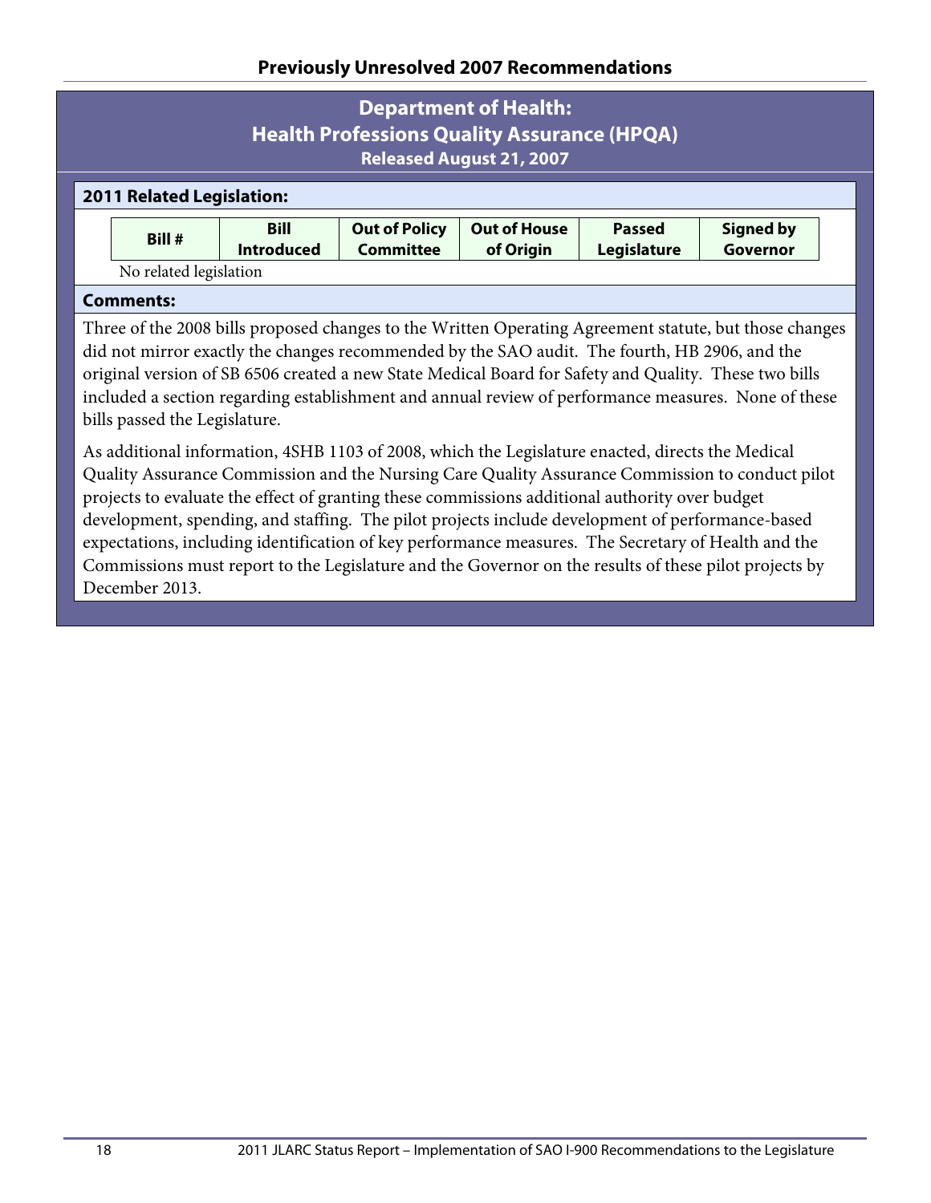## Previously Unresolved 2007 Recommendations

### Department of Health: Health Professions Quality Assurance (HPQA)

**Released August 21, 2007**

**2011 Related Legislation:**

| Bill # | Bill Introduced | Out of Policy Committee | Out of House of Origin | Passed Legislature | Signed by Governor |
|---|---|---|---|---|---|

No related legislation

**Comments:**

Three of the 2008 bills proposed changes to the Written Operating Agreement statute, but those changes did not mirror exactly the changes recommended by the SAO audit. The fourth, HB 2906, and the original version of SB 6506 created a new State Medical Board for Safety and Quality. These two bills included a section regarding establishment and annual review of performance measures. None of these bills passed the Legislature.

As additional information, 4SHB 1103 of 2008, which the Legislature enacted, directs the Medical Quality Assurance Commission and the Nursing Care Quality Assurance Commission to conduct pilot projects to evaluate the effect of granting these commissions additional authority over budget development, spending, and staffing. The pilot projects include development of performance-based expectations, including identification of key performance measures. The Secretary of Health and the Commissions must report to the Legislature and the Governor on the results of these pilot projects by December 2013.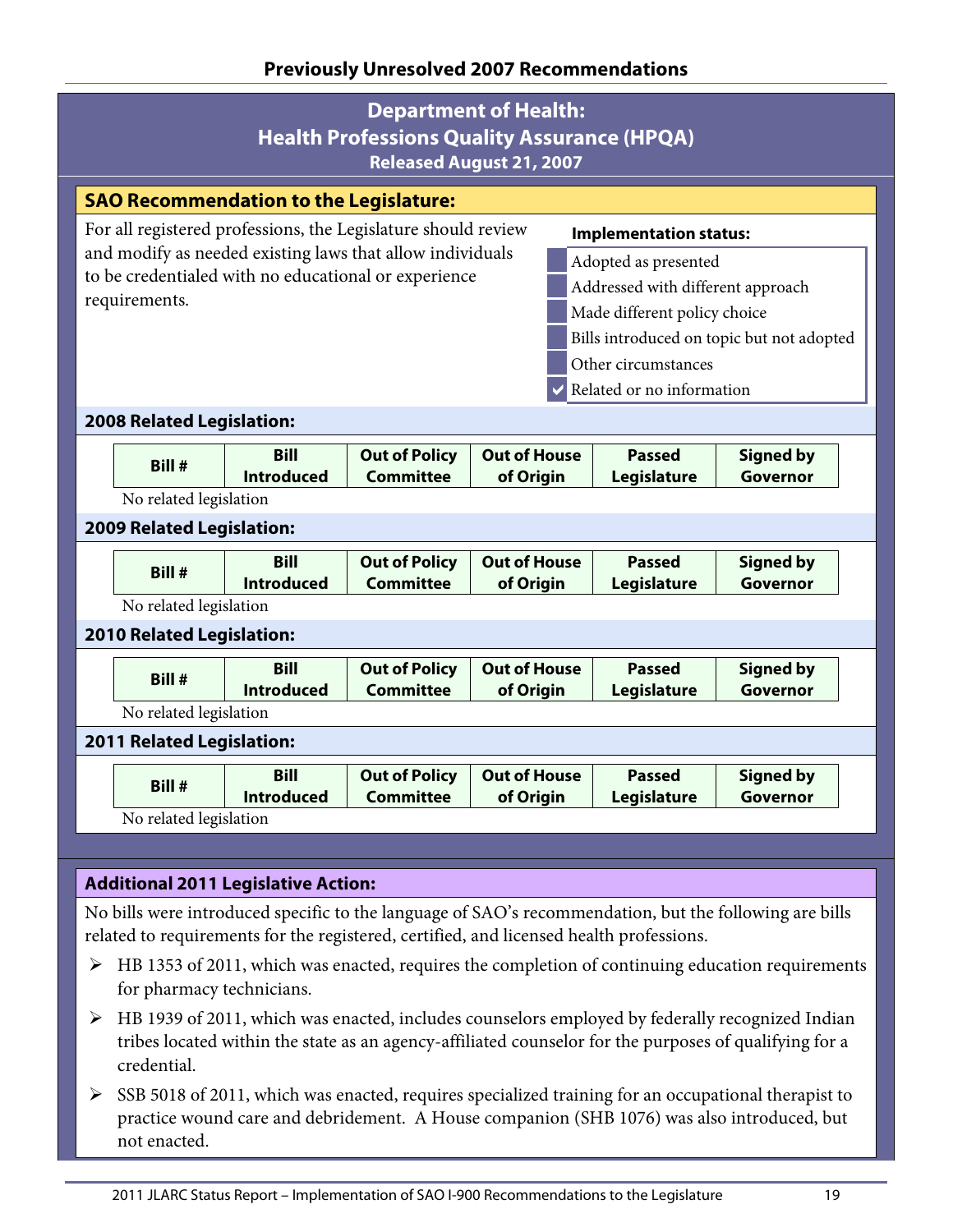## Previously Unresolved 2007 Recommendations

# Department of Health: Health Professions Quality Assurance (HPQA)

**Released August 21, 2007**

### SAO Recommendation to the Legislature:

For all registered professions, the Legislature should review and modify as needed existing laws that allow individuals to be credentialed with no educational or experience requirements.

**Implementation status:**

- [ ] Adopted as presented
- [ ] Addressed with different approach
- [ ] Made different policy choice
- [ ] Bills introduced on topic but not adopted
- [ ] Other circumstances
- [x] Related or no information

### 2008 Related Legislation:

| Bill # | Bill Introduced | Out of Policy Committee | Out of House of Origin | Passed Legislature | Signed by Governor |
|---|---|---|---|---|---|

No related legislation

### 2009 Related Legislation:

| Bill # | Bill Introduced | Out of Policy Committee | Out of House of Origin | Passed Legislature | Signed by Governor |
|---|---|---|---|---|---|

No related legislation

### 2010 Related Legislation:

| Bill # | Bill Introduced | Out of Policy Committee | Out of House of Origin | Passed Legislature | Signed by Governor |
|---|---|---|---|---|---|

No related legislation

### 2011 Related Legislation:

| Bill # | Bill Introduced | Out of Policy Committee | Out of House of Origin | Passed Legislature | Signed by Governor |
|---|---|---|---|---|---|

No related legislation

### Additional 2011 Legislative Action:

No bills were introduced specific to the language of SAO's recommendation, but the following are bills related to requirements for the registered, certified, and licensed health professions.

- HB 1353 of 2011, which was enacted, requires the completion of continuing education requirements for pharmacy technicians.
- HB 1939 of 2011, which was enacted, includes counselors employed by federally recognized Indian tribes located within the state as an agency-affiliated counselor for the purposes of qualifying for a credential.
- SSB 5018 of 2011, which was enacted, requires specialized training for an occupational therapist to practice wound care and debridement. A House companion (SHB 1076) was also introduced, but not enacted.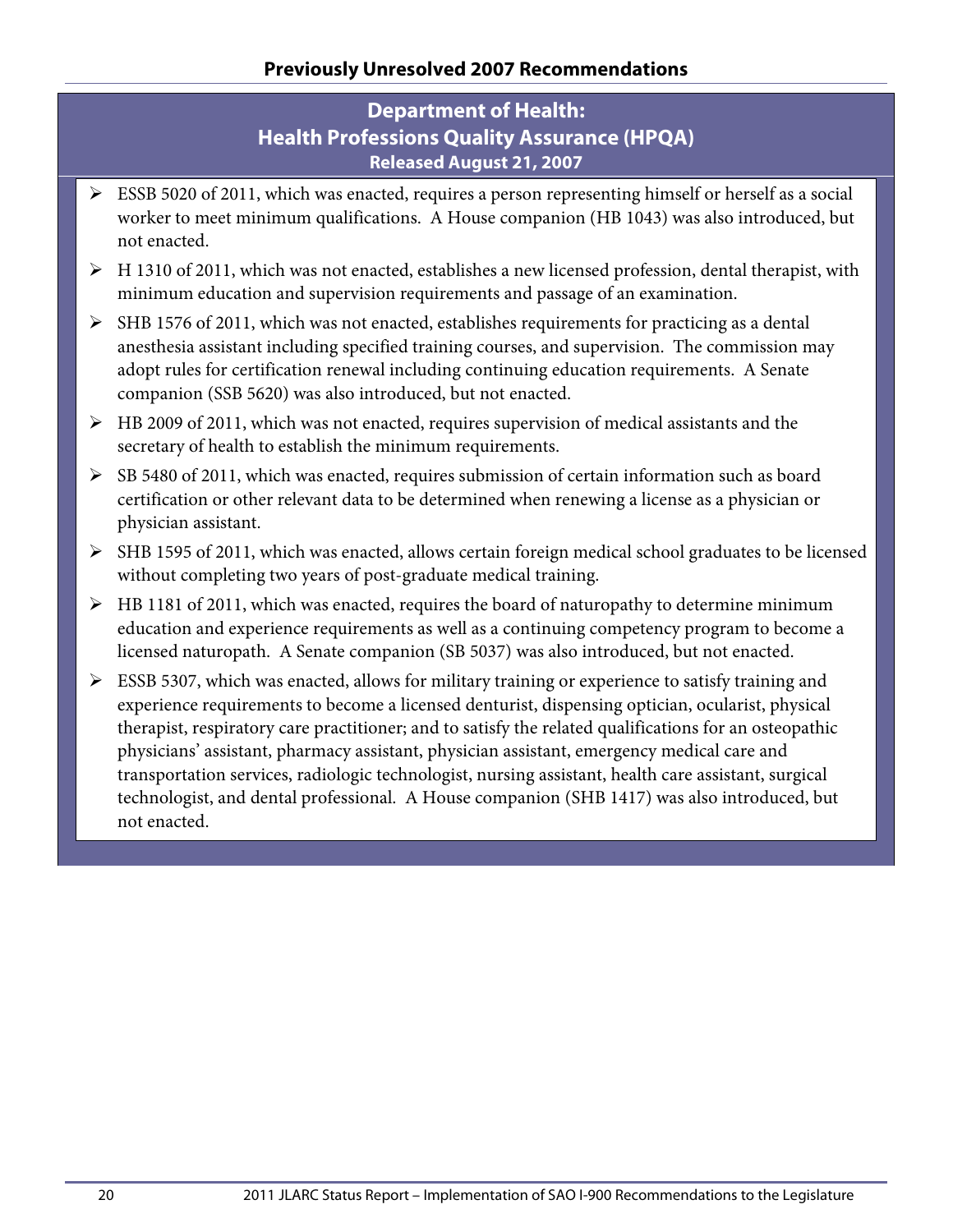## Previously Unresolved 2007 Recommendations

### Department of Health: Health Professions Quality Assurance (HPQA)

**Released August 21, 2007**

- ESSB 5020 of 2011, which was enacted, requires a person representing himself or herself as a social worker to meet minimum qualifications. A House companion (HB 1043) was also introduced, but not enacted.
- H 1310 of 2011, which was not enacted, establishes a new licensed profession, dental therapist, with minimum education and supervision requirements and passage of an examination.
- SHB 1576 of 2011, which was not enacted, establishes requirements for practicing as a dental anesthesia assistant including specified training courses, and supervision. The commission may adopt rules for certification renewal including continuing education requirements. A Senate companion (SSB 5620) was also introduced, but not enacted.
- HB 2009 of 2011, which was not enacted, requires supervision of medical assistants and the secretary of health to establish the minimum requirements.
- SB 5480 of 2011, which was enacted, requires submission of certain information such as board certification or other relevant data to be determined when renewing a license as a physician or physician assistant.
- SHB 1595 of 2011, which was enacted, allows certain foreign medical school graduates to be licensed without completing two years of post-graduate medical training.
- HB 1181 of 2011, which was enacted, requires the board of naturopathy to determine minimum education and experience requirements as well as a continuing competency program to become a licensed naturopath. A Senate companion (SB 5037) was also introduced, but not enacted.
- ESSB 5307, which was enacted, allows for military training or experience to satisfy training and experience requirements to become a licensed denturist, dispensing optician, ocularist, physical therapist, respiratory care practitioner; and to satisfy the related qualifications for an osteopathic physicians' assistant, pharmacy assistant, physician assistant, emergency medical care and transportation services, radiologic technologist, nursing assistant, health care assistant, surgical technologist, and dental professional. A House companion (SHB 1417) was also introduced, but not enacted.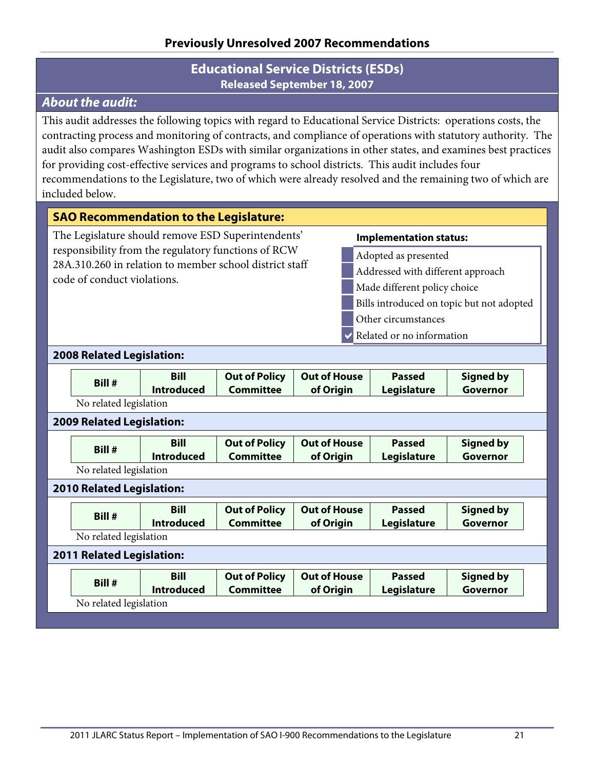## Previously Unresolved 2007 Recommendations

# Educational Service Districts (ESDs)

**Released September 18, 2007**

### *About the audit:*

This audit addresses the following topics with regard to Educational Service Districts: operations costs, the contracting process and monitoring of contracts, and compliance of operations with statutory authority. The audit also compares Washington ESDs with similar organizations in other states, and examines best practices for providing cost-effective services and programs to school districts. This audit includes four recommendations to the Legislature, two of which were already resolved and the remaining two of which are included below.

### SAO Recommendation to the Legislature:

The Legislature should remove ESD Superintendents' responsibility from the regulatory functions of RCW 28A.310.260 in relation to member school district staff code of conduct violations.

**Implementation status:**

- Adopted as presented
- Addressed with different approach
- Made different policy choice
- Bills introduced on topic but not adopted
- Other circumstances
- ✔ Related or no information

### 2008 Related Legislation:

| Bill # | Bill Introduced | Out of Policy Committee | Out of House of Origin | Passed Legislature | Signed by Governor |
|---|---|---|---|---|---|

No related legislation

### 2009 Related Legislation:

| Bill # | Bill Introduced | Out of Policy Committee | Out of House of Origin | Passed Legislature | Signed by Governor |
|---|---|---|---|---|---|

No related legislation

### 2010 Related Legislation:

| Bill # | Bill Introduced | Out of Policy Committee | Out of House of Origin | Passed Legislature | Signed by Governor |
|---|---|---|---|---|---|

No related legislation

### 2011 Related Legislation:

| Bill # | Bill Introduced | Out of Policy Committee | Out of House of Origin | Passed Legislature | Signed by Governor |
|---|---|---|---|---|---|

No related legislation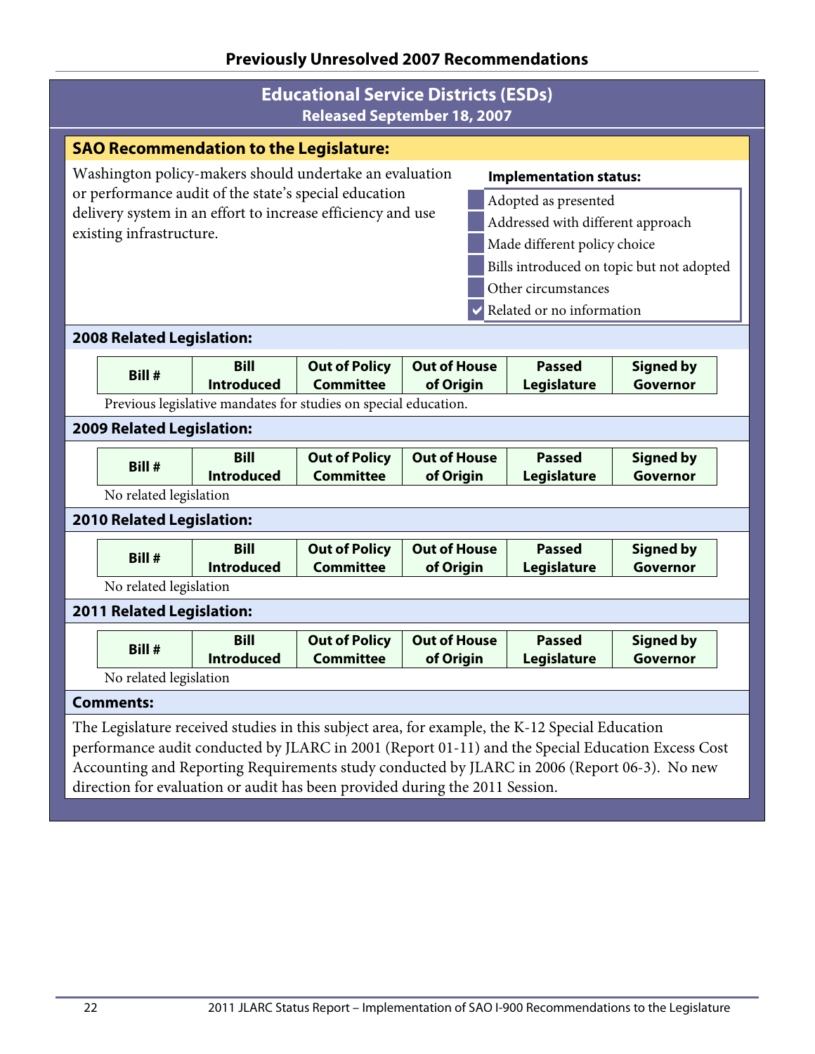## Previously Unresolved 2007 Recommendations

### Educational Service Districts (ESDs)
**Released September 18, 2007**

**SAO Recommendation to the Legislature:**

Washington policy-makers should undertake an evaluation or performance audit of the state's special education delivery system in an effort to increase efficiency and use existing infrastructure.

**Implementation status:**

- [ ] Adopted as presented
- [ ] Addressed with different approach
- [ ] Made different policy choice
- [ ] Bills introduced on topic but not adopted
- [ ] Other circumstances
- [x] Related or no information

**2008 Related Legislation:**

| Bill # | Bill Introduced | Out of Policy Committee | Out of House of Origin | Passed Legislature | Signed by Governor |
|---|---|---|---|---|---|

Previous legislative mandates for studies on special education.

**2009 Related Legislation:**

| Bill # | Bill Introduced | Out of Policy Committee | Out of House of Origin | Passed Legislature | Signed by Governor |
|---|---|---|---|---|---|

No related legislation

**2010 Related Legislation:**

| Bill # | Bill Introduced | Out of Policy Committee | Out of House of Origin | Passed Legislature | Signed by Governor |
|---|---|---|---|---|---|

No related legislation

**2011 Related Legislation:**

| Bill # | Bill Introduced | Out of Policy Committee | Out of House of Origin | Passed Legislature | Signed by Governor |
|---|---|---|---|---|---|

No related legislation

**Comments:**

The Legislature received studies in this subject area, for example, the K-12 Special Education performance audit conducted by JLARC in 2001 (Report 01-11) and the Special Education Excess Cost Accounting and Reporting Requirements study conducted by JLARC in 2006 (Report 06-3). No new direction for evaluation or audit has been provided during the 2011 Session.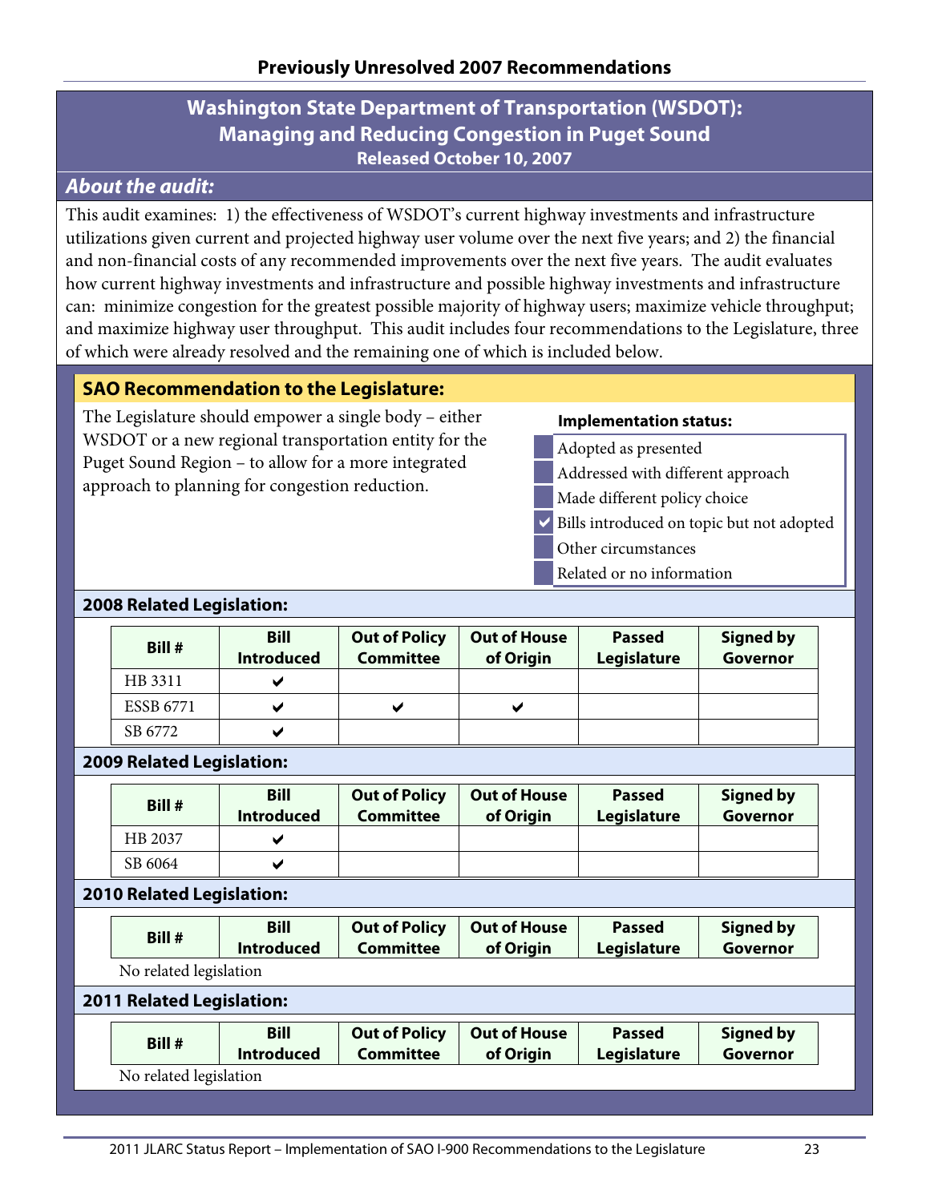## Previously Unresolved 2007 Recommendations

# Washington State Department of Transportation (WSDOT): Managing and Reducing Congestion in Puget Sound

**Released October 10, 2007**

### *About the audit:*

This audit examines: 1) the effectiveness of WSDOT's current highway investments and infrastructure utilizations given current and projected highway user volume over the next five years; and 2) the financial and non-financial costs of any recommended improvements over the next five years. The audit evaluates how current highway investments and infrastructure and possible highway investments and infrastructure can: minimize congestion for the greatest possible majority of highway users; maximize vehicle throughput; and maximize highway user throughput. This audit includes four recommendations to the Legislature, three of which were already resolved and the remaining one of which is included below.

### SAO Recommendation to the Legislature:

The Legislature should empower a single body – either WSDOT or a new regional transportation entity for the Puget Sound Region – to allow for a more integrated approach to planning for congestion reduction.

**Implementation status:**

- [ ] Adopted as presented
- [ ] Addressed with different approach
- [ ] Made different policy choice
- [x] Bills introduced on topic but not adopted
- [ ] Other circumstances
- [ ] Related or no information

### 2008 Related Legislation:

| Bill # | Bill Introduced | Out of Policy Committee | Out of House of Origin | Passed Legislature | Signed by Governor |
|---|---|---|---|---|---|
| HB 3311 | ✔ | | | | |
| ESSB 6771 | ✔ | ✔ | ✔ | | |
| SB 6772 | ✔ | | | | |

### 2009 Related Legislation:

| Bill # | Bill Introduced | Out of Policy Committee | Out of House of Origin | Passed Legislature | Signed by Governor |
|---|---|---|---|---|---|
| HB 2037 | ✔ | | | | |
| SB 6064 | ✔ | | | | |

### 2010 Related Legislation:

| Bill # | Bill Introduced | Out of Policy Committee | Out of House of Origin | Passed Legislature | Signed by Governor |
|---|---|---|---|---|---|

No related legislation

### 2011 Related Legislation:

| Bill # | Bill Introduced | Out of Policy Committee | Out of House of Origin | Passed Legislature | Signed by Governor |
|---|---|---|---|---|---|

No related legislation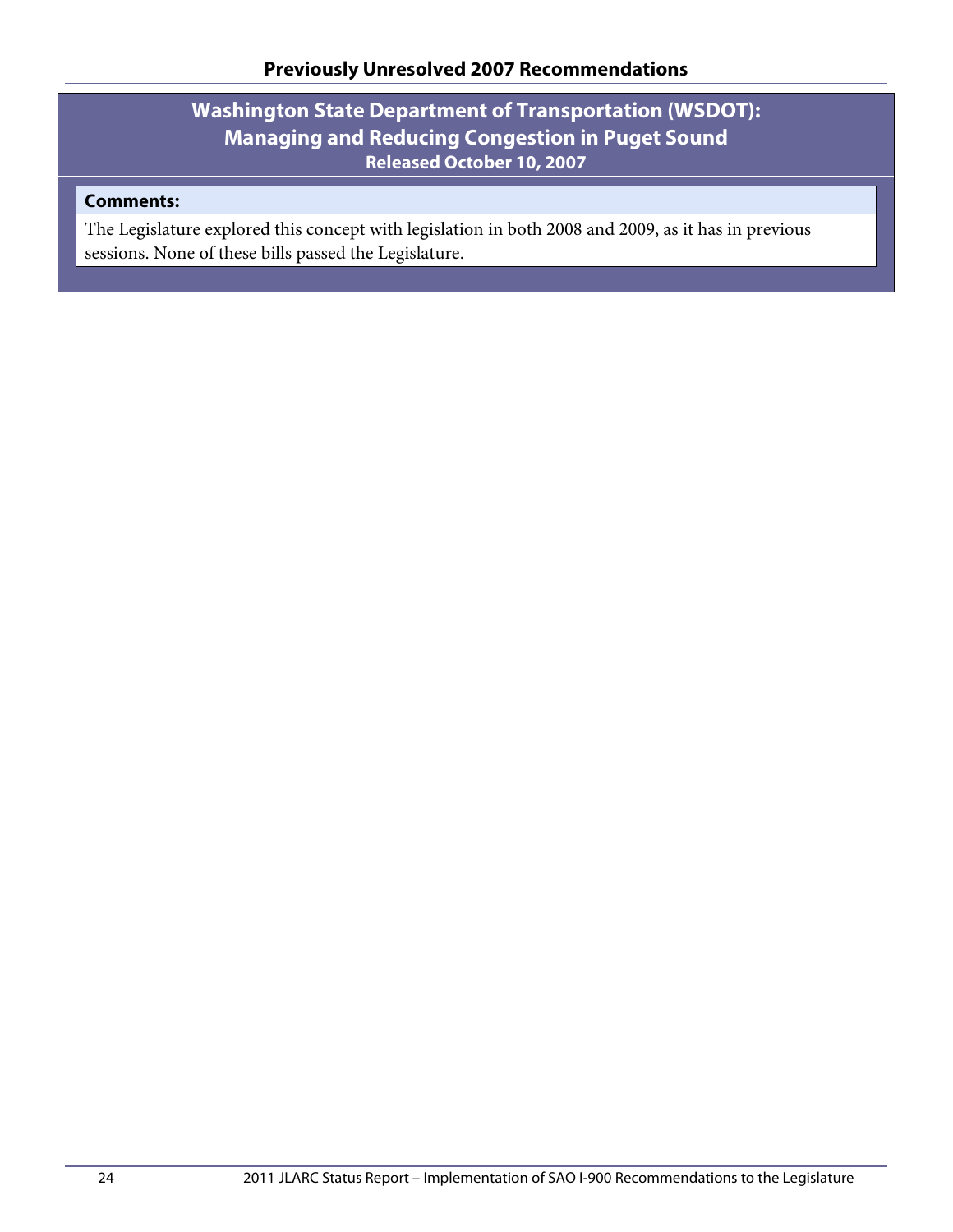## Previously Unresolved 2007 Recommendations

### Washington State Department of Transportation (WSDOT): Managing and Reducing Congestion in Puget Sound

**Released October 10, 2007**

**Comments:**

The Legislature explored this concept with legislation in both 2008 and 2009, as it has in previous sessions. None of these bills passed the Legislature.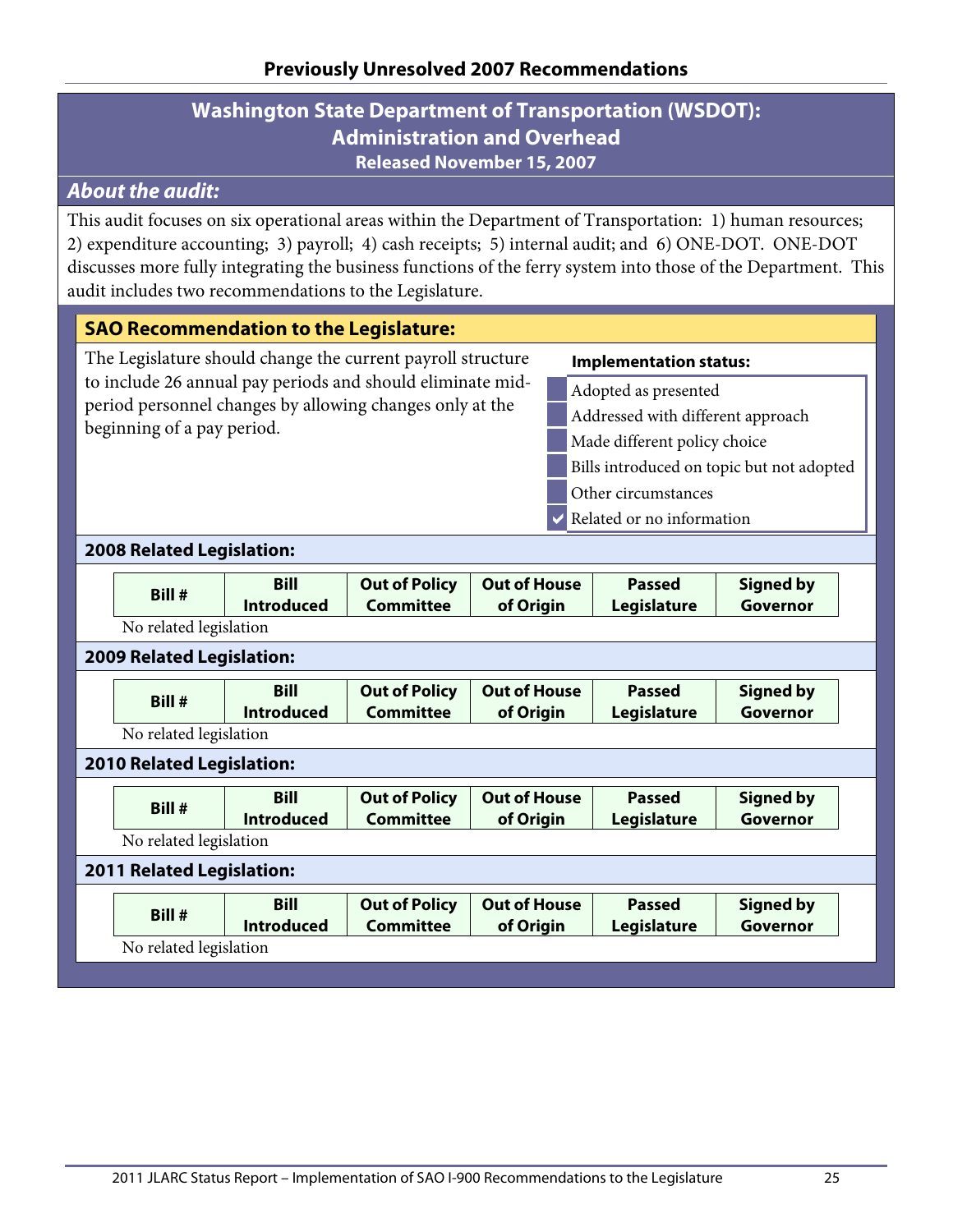## Previously Unresolved 2007 Recommendations

# Washington State Department of Transportation (WSDOT): Administration and Overhead

**Released November 15, 2007**

### *About the audit:*

This audit focuses on six operational areas within the Department of Transportation: 1) human resources; 2) expenditure accounting; 3) payroll; 4) cash receipts; 5) internal audit; and 6) ONE-DOT. ONE-DOT discusses more fully integrating the business functions of the ferry system into those of the Department. This audit includes two recommendations to the Legislature.

### SAO Recommendation to the Legislature:

The Legislature should change the current payroll structure to include 26 annual pay periods and should eliminate mid-period personnel changes by allowing changes only at the beginning of a pay period.

**Implementation status:**

- [ ] Adopted as presented
- [ ] Addressed with different approach
- [ ] Made different policy choice
- [ ] Bills introduced on topic but not adopted
- [ ] Other circumstances
- [x] Related or no information

### 2008 Related Legislation:

| Bill # | Bill Introduced | Out of Policy Committee | Out of House of Origin | Passed Legislature | Signed by Governor |
|---|---|---|---|---|---|

No related legislation

### 2009 Related Legislation:

| Bill # | Bill Introduced | Out of Policy Committee | Out of House of Origin | Passed Legislature | Signed by Governor |
|---|---|---|---|---|---|

No related legislation

### 2010 Related Legislation:

| Bill # | Bill Introduced | Out of Policy Committee | Out of House of Origin | Passed Legislature | Signed by Governor |
|---|---|---|---|---|---|

No related legislation

### 2011 Related Legislation:

| Bill # | Bill Introduced | Out of Policy Committee | Out of House of Origin | Passed Legislature | Signed by Governor |
|---|---|---|---|---|---|

No related legislation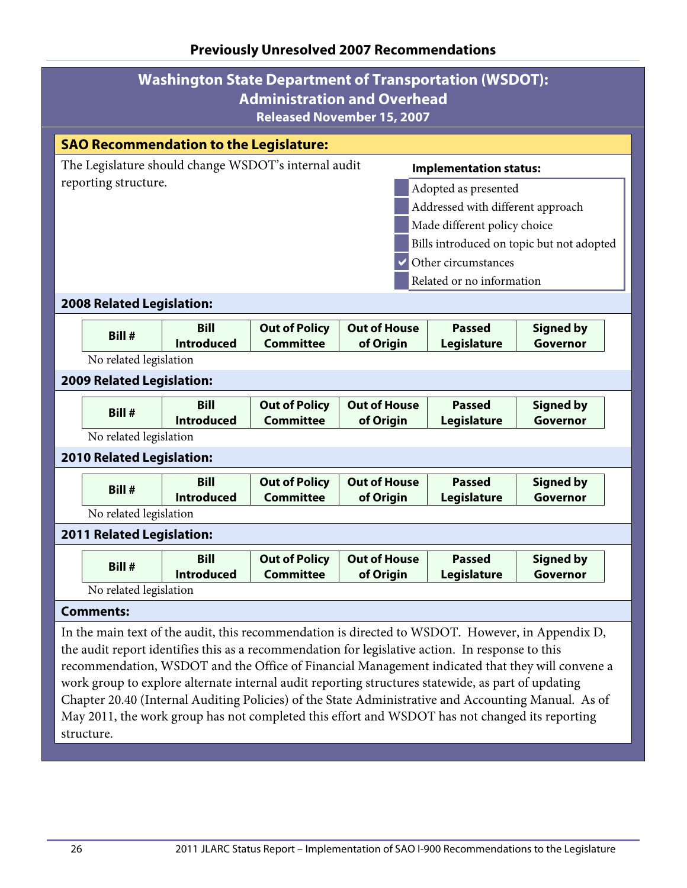## Previously Unresolved 2007 Recommendations

# Washington State Department of Transportation (WSDOT): Administration and Overhead

**Released November 15, 2007**

### SAO Recommendation to the Legislature:

The Legislature should change WSDOT's internal audit reporting structure.

**Implementation status:**

- [ ] Adopted as presented
- [ ] Addressed with different approach
- [ ] Made different policy choice
- [ ] Bills introduced on topic but not adopted
- [x] Other circumstances
- [ ] Related or no information

### 2008 Related Legislation:

| Bill # | Bill Introduced | Out of Policy Committee | Out of House of Origin | Passed Legislature | Signed by Governor |
|---|---|---|---|---|---|

No related legislation

### 2009 Related Legislation:

| Bill # | Bill Introduced | Out of Policy Committee | Out of House of Origin | Passed Legislature | Signed by Governor |
|---|---|---|---|---|---|

No related legislation

### 2010 Related Legislation:

| Bill # | Bill Introduced | Out of Policy Committee | Out of House of Origin | Passed Legislature | Signed by Governor |
|---|---|---|---|---|---|

No related legislation

### 2011 Related Legislation:

| Bill # | Bill Introduced | Out of Policy Committee | Out of House of Origin | Passed Legislature | Signed by Governor |
|---|---|---|---|---|---|

No related legislation

### Comments:

In the main text of the audit, this recommendation is directed to WSDOT. However, in Appendix D, the audit report identifies this as a recommendation for legislative action. In response to this recommendation, WSDOT and the Office of Financial Management indicated that they will convene a work group to explore alternate internal audit reporting structures statewide, as part of updating Chapter 20.40 (Internal Auditing Policies) of the State Administrative and Accounting Manual. As of May 2011, the work group has not completed this effort and WSDOT has not changed its reporting structure.